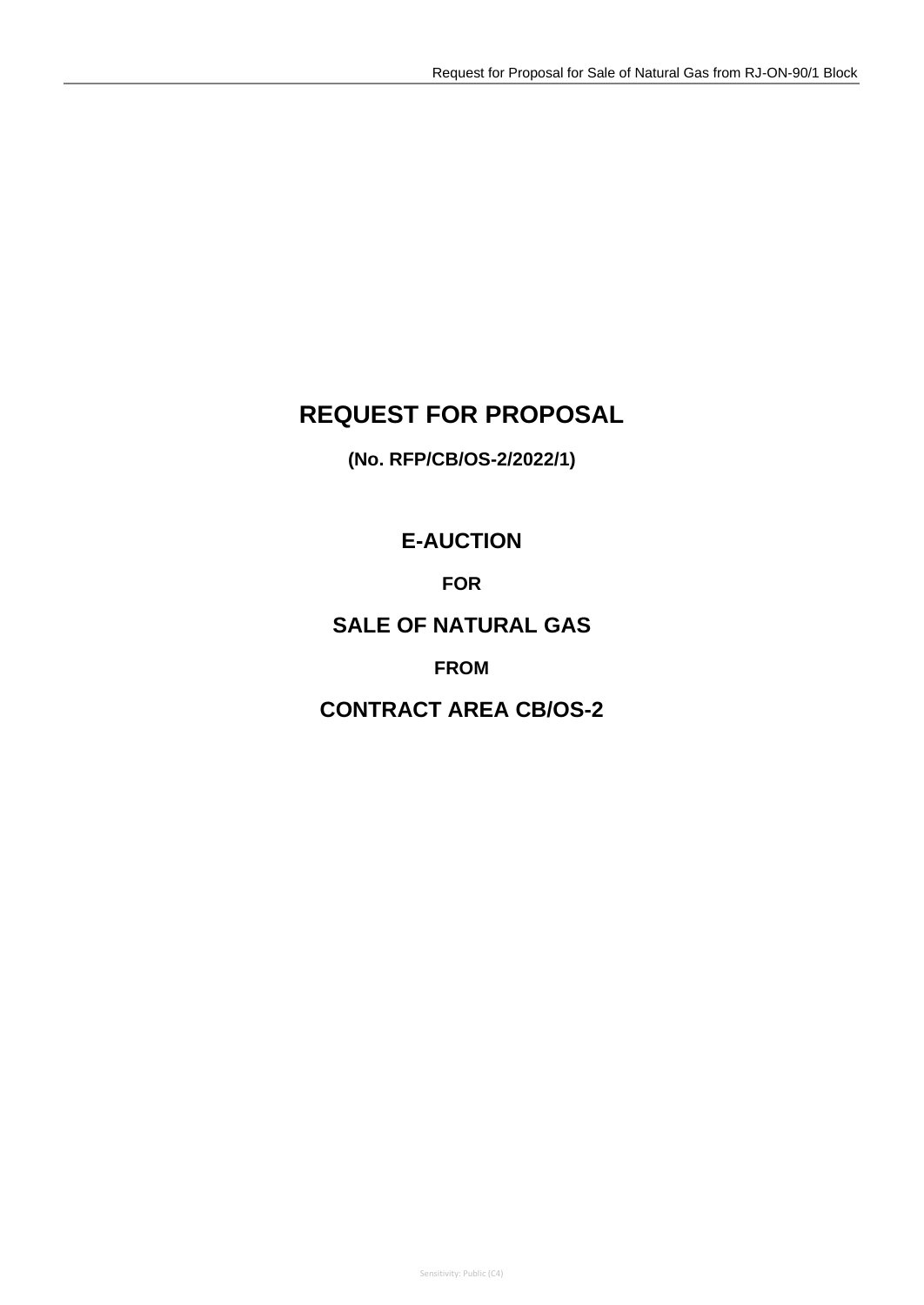# REQUEST FOR PROPOSAL

**(No. RFP/CB/OS-2/2022/1)**

## E-AUCTION

**FOR**

## SALE OF NATURAL GAS

**FROM**

## CONTRACT AREA CB/OS-2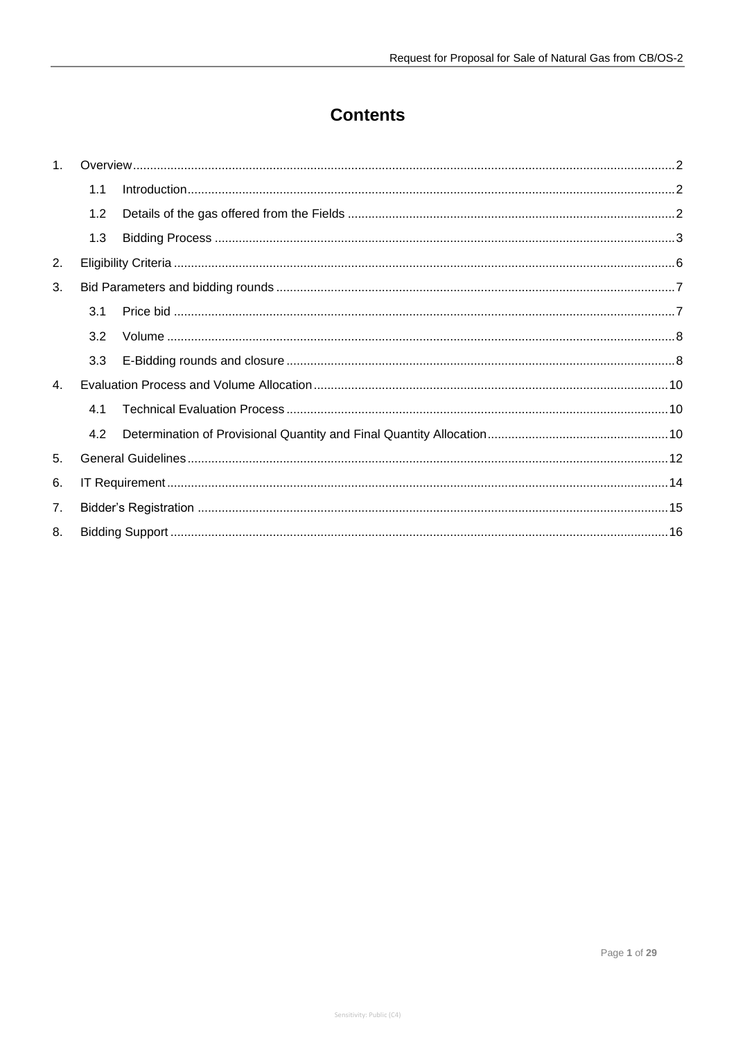# Contents

1. Overview ............ 2
   - 1.1 Introduction ............ 2
   - 1.2 Details of the gas offered from the Fields ............ 2
   - 1.3 Bidding Process ............ 3
2. Eligibility Criteria ............ 6
3. Bid Parameters and bidding rounds ............ 7
   - 3.1 Price bid ............ 7
   - 3.2 Volume ............ 8
   - 3.3 E-Bidding rounds and closure ............ 8
4. Evaluation Process and Volume Allocation ............ 10
   - 4.1 Technical Evaluation Process ............ 10
   - 4.2 Determination of Provisional Quantity and Final Quantity Allocation ............ 10
5. General Guidelines ............ 12
6. IT Requirement ............ 14
7. Bidder's Registration ............ 15
8. Bidding Support ............ 16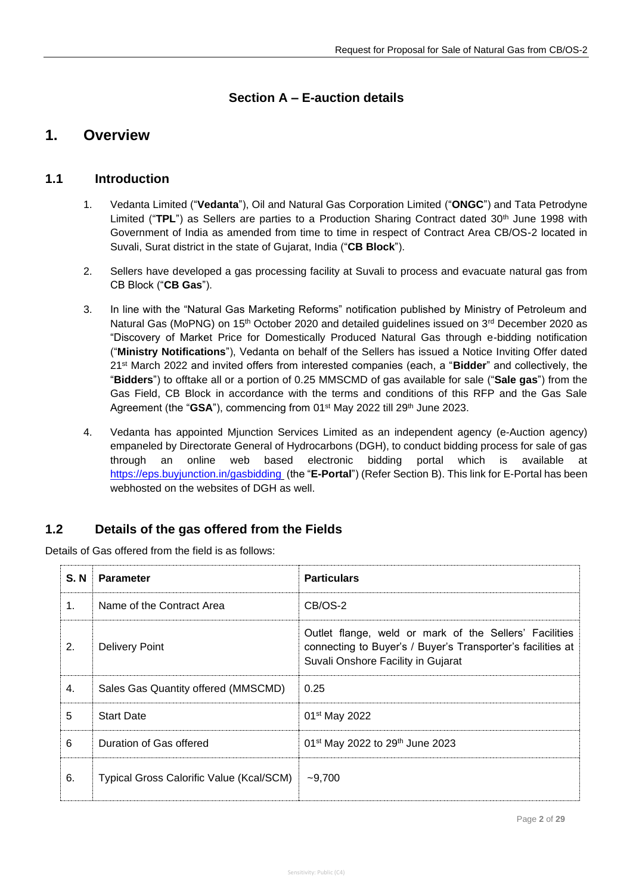## Section A – E-auction details

# 1. Overview

## 1.1 Introduction

1. Vedanta Limited ("**Vedanta**"), Oil and Natural Gas Corporation Limited ("**ONGC**") and Tata Petrodyne Limited ("**TPL**") as Sellers are parties to a Production Sharing Contract dated 30th June 1998 with Government of India as amended from time to time in respect of Contract Area CB/OS-2 located in Suvali, Surat district in the state of Gujarat, India ("**CB Block**").

2. Sellers have developed a gas processing facility at Suvali to process and evacuate natural gas from CB Block ("**CB Gas**").

3. In line with the "Natural Gas Marketing Reforms" notification published by Ministry of Petroleum and Natural Gas (MoPNG) on 15th October 2020 and detailed guidelines issued on 3rd December 2020 as "Discovery of Market Price for Domestically Produced Natural Gas through e-bidding notification ("**Ministry Notifications**"), Vedanta on behalf of the Sellers has issued a Notice Inviting Offer dated 21st March 2022 and invited offers from interested companies (each, a "**Bidder**" and collectively, the "**Bidders**") to offtake all or a portion of 0.25 MMSCMD of gas available for sale ("**Sale gas**") from the Gas Field, CB Block in accordance with the terms and conditions of this RFP and the Gas Sale Agreement (the "**GSA**"), commencing from 01st May 2022 till 29th June 2023.

4. Vedanta has appointed Mjunction Services Limited as an independent agency (e-Auction agency) empaneled by Directorate General of Hydrocarbons (DGH), to conduct bidding process for sale of gas through an online web based electronic bidding portal which is available at https://eps.buyjunction.in/gasbidding (the "**E-Portal**") (Refer Section B). This link for E-Portal has been webhosted on the websites of DGH as well.

## 1.2 Details of the gas offered from the Fields

Details of Gas offered from the field is as follows:

| S. N | Parameter | Particulars |
|---|---|---|
| 1. | Name of the Contract Area | CB/OS-2 |
| 2. | Delivery Point | Outlet flange, weld or mark of the Sellers' Facilities connecting to Buyer's / Buyer's Transporter's facilities at Suvali Onshore Facility in Gujarat |
| 4. | Sales Gas Quantity offered (MMSCMD) | 0.25 |
| 5 | Start Date | 01st May 2022 |
| 6 | Duration of Gas offered | 01st May 2022 to 29th June 2023 |
| 6. | Typical Gross Calorific Value (Kcal/SCM) | ~9,700 |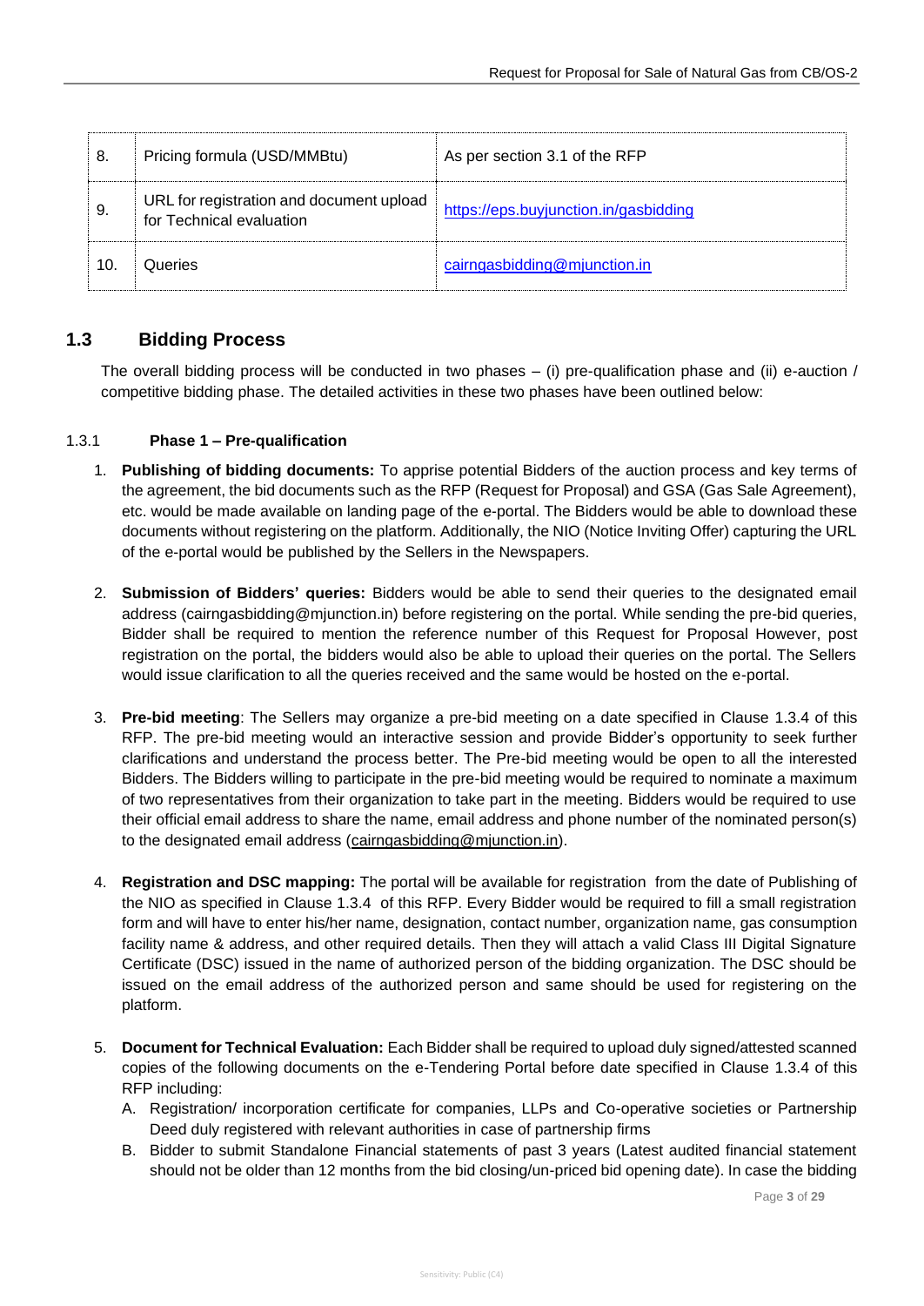| 8. | Pricing formula (USD/MMBtu) | As per section 3.1 of the RFP |
|---|---|---|
| 9. | URL for registration and document upload for Technical evaluation | https://eps.buyjunction.in/gasbidding |
| 10. | Queries | cairngasbidding@mjunction.in |

## 1.3 Bidding Process

The overall bidding process will be conducted in two phases – (i) pre-qualification phase and (ii) e-auction / competitive bidding phase. The detailed activities in these two phases have been outlined below:

### 1.3.1 Phase 1 – Pre-qualification

1. **Publishing of bidding documents:** To apprise potential Bidders of the auction process and key terms of the agreement, the bid documents such as the RFP (Request for Proposal) and GSA (Gas Sale Agreement), etc. would be made available on landing page of the e-portal. The Bidders would be able to download these documents without registering on the platform. Additionally, the NIO (Notice Inviting Offer) capturing the URL of the e-portal would be published by the Sellers in the Newspapers.

2. **Submission of Bidders' queries:** Bidders would be able to send their queries to the designated email address (cairngasbidding@mjunction.in) before registering on the portal. While sending the pre-bid queries, Bidder shall be required to mention the reference number of this Request for Proposal However, post registration on the portal, the bidders would also be able to upload their queries on the portal. The Sellers would issue clarification to all the queries received and the same would be hosted on the e-portal.

3. **Pre-bid meeting**: The Sellers may organize a pre-bid meeting on a date specified in Clause 1.3.4 of this RFP. The pre-bid meeting would an interactive session and provide Bidder's opportunity to seek further clarifications and understand the process better. The Pre-bid meeting would be open to all the interested Bidders. The Bidders willing to participate in the pre-bid meeting would be required to nominate a maximum of two representatives from their organization to take part in the meeting. Bidders would be required to use their official email address to share the name, email address and phone number of the nominated person(s) to the designated email address (cairngasbidding@mjunction.in).

4. **Registration and DSC mapping:** The portal will be available for registration from the date of Publishing of the NIO as specified in Clause 1.3.4 of this RFP. Every Bidder would be required to fill a small registration form and will have to enter his/her name, designation, contact number, organization name, gas consumption facility name & address, and other required details. Then they will attach a valid Class III Digital Signature Certificate (DSC) issued in the name of authorized person of the bidding organization. The DSC should be issued on the email address of the authorized person and same should be used for registering on the platform.

5. **Document for Technical Evaluation:** Each Bidder shall be required to upload duly signed/attested scanned copies of the following documents on the e-Tendering Portal before date specified in Clause 1.3.4 of this RFP including:
   A. Registration/ incorporation certificate for companies, LLPs and Co-operative societies or Partnership Deed duly registered with relevant authorities in case of partnership firms
   B. Bidder to submit Standalone Financial statements of past 3 years (Latest audited financial statement should not be older than 12 months from the bid closing/un-priced bid opening date). In case the bidding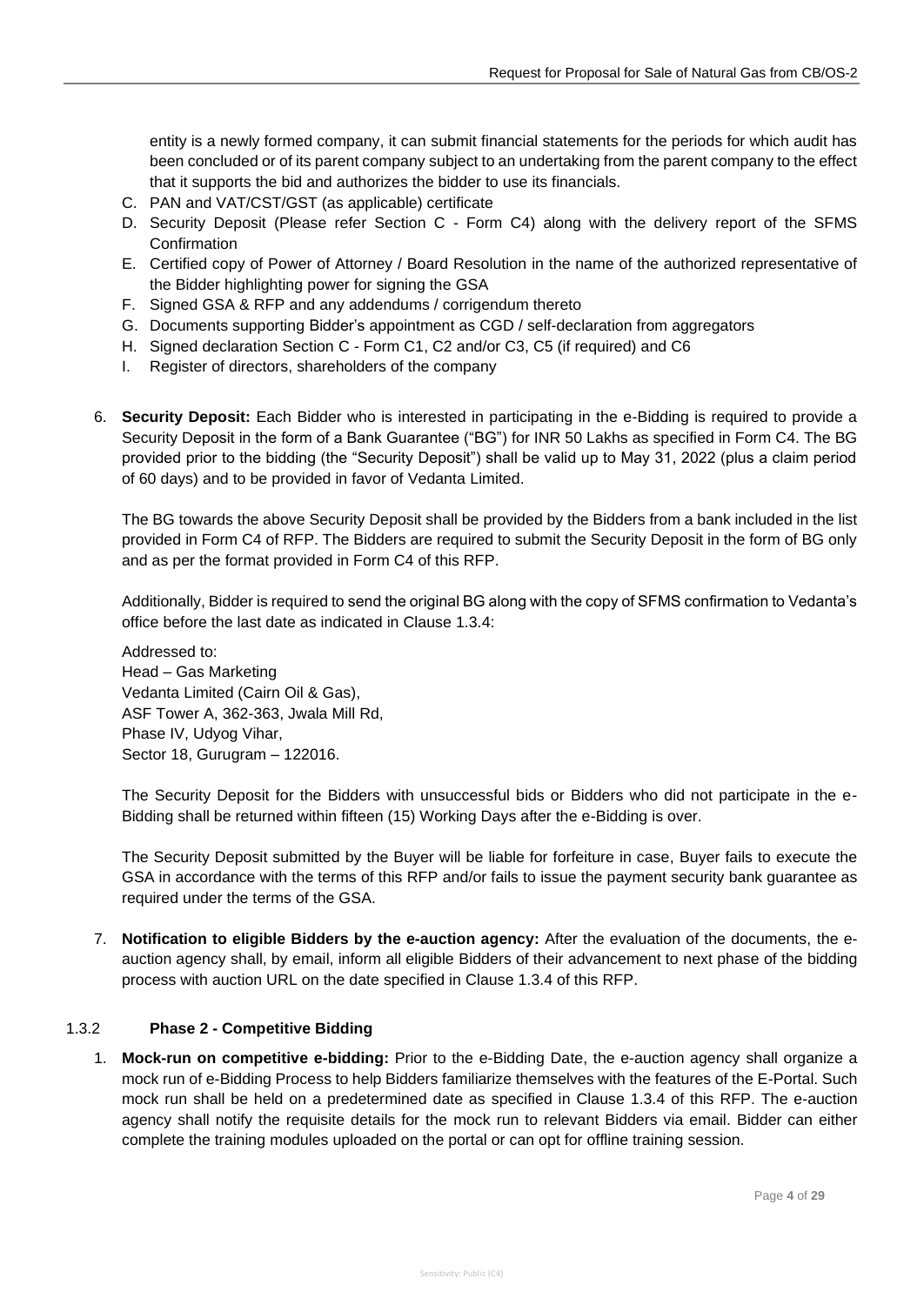entity is a newly formed company, it can submit financial statements for the periods for which audit has been concluded or of its parent company subject to an undertaking from the parent company to the effect that it supports the bid and authorizes the bidder to use its financials.

C. PAN and VAT/CST/GST (as applicable) certificate
D. Security Deposit (Please refer Section C - Form C4) along with the delivery report of the SFMS Confirmation
E. Certified copy of Power of Attorney / Board Resolution in the name of the authorized representative of the Bidder highlighting power for signing the GSA
F. Signed GSA & RFP and any addendums / corrigendum thereto
G. Documents supporting Bidder's appointment as CGD / self-declaration from aggregators
H. Signed declaration Section C - Form C1, C2 and/or C3, C5 (if required) and C6
I. Register of directors, shareholders of the company

6. **Security Deposit:** Each Bidder who is interested in participating in the e-Bidding is required to provide a Security Deposit in the form of a Bank Guarantee ("BG") for INR 50 Lakhs as specified in Form C4. The BG provided prior to the bidding (the "Security Deposit") shall be valid up to May 31, 2022 (plus a claim period of 60 days) and to be provided in favor of Vedanta Limited.

   The BG towards the above Security Deposit shall be provided by the Bidders from a bank included in the list provided in Form C4 of RFP. The Bidders are required to submit the Security Deposit in the form of BG only and as per the format provided in Form C4 of this RFP.

   Additionally, Bidder is required to send the original BG along with the copy of SFMS confirmation to Vedanta's office before the last date as indicated in Clause 1.3.4:

   Addressed to:
   Head – Gas Marketing
   Vedanta Limited (Cairn Oil & Gas),
   ASF Tower A, 362-363, Jwala Mill Rd,
   Phase IV, Udyog Vihar,
   Sector 18, Gurugram – 122016.

   The Security Deposit for the Bidders with unsuccessful bids or Bidders who did not participate in the e-Bidding shall be returned within fifteen (15) Working Days after the e-Bidding is over.

   The Security Deposit submitted by the Buyer will be liable for forfeiture in case, Buyer fails to execute the GSA in accordance with the terms of this RFP and/or fails to issue the payment security bank guarantee as required under the terms of the GSA.

7. **Notification to eligible Bidders by the e-auction agency:** After the evaluation of the documents, the e-auction agency shall, by email, inform all eligible Bidders of their advancement to next phase of the bidding process with auction URL on the date specified in Clause 1.3.4 of this RFP.

### 1.3.2 Phase 2 - Competitive Bidding

1. **Mock-run on competitive e-bidding:** Prior to the e-Bidding Date, the e-auction agency shall organize a mock run of e-Bidding Process to help Bidders familiarize themselves with the features of the E-Portal. Such mock run shall be held on a predetermined date as specified in Clause 1.3.4 of this RFP. The e-auction agency shall notify the requisite details for the mock run to relevant Bidders via email. Bidder can either complete the training modules uploaded on the portal or can opt for offline training session.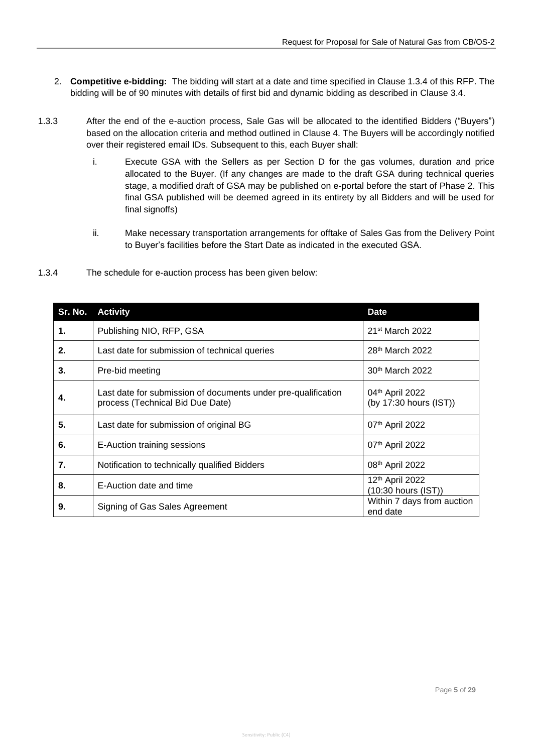2. **Competitive e-bidding:** The bidding will start at a date and time specified in Clause 1.3.4 of this RFP. The bidding will be of 90 minutes with details of first bid and dynamic bidding as described in Clause 3.4.

1.3.3 After the end of the e-auction process, Sale Gas will be allocated to the identified Bidders ("Buyers") based on the allocation criteria and method outlined in Clause 4. The Buyers will be accordingly notified over their registered email IDs. Subsequent to this, each Buyer shall:

i. Execute GSA with the Sellers as per Section D for the gas volumes, duration and price allocated to the Buyer. (If any changes are made to the draft GSA during technical queries stage, a modified draft of GSA may be published on e-portal before the start of Phase 2. This final GSA published will be deemed agreed in its entirety by all Bidders and will be used for final signoffs)

ii. Make necessary transportation arrangements for offtake of Sales Gas from the Delivery Point to Buyer's facilities before the Start Date as indicated in the executed GSA.

1.3.4 The schedule for e-auction process has been given below:

| Sr. No. | Activity | Date |
|---|---|---|
| **1.** | Publishing NIO, RFP, GSA | 21st March 2022 |
| **2.** | Last date for submission of technical queries | 28th March 2022 |
| **3.** | Pre-bid meeting | 30th March 2022 |
| **4.** | Last date for submission of documents under pre-qualification process (Technical Bid Due Date) | 04th April 2022 (by 17:30 hours (IST)) |
| **5.** | Last date for submission of original BG | 07th April 2022 |
| **6.** | E-Auction training sessions | 07th April 2022 |
| **7.** | Notification to technically qualified Bidders | 08th April 2022 |
| **8.** | E-Auction date and time | 12th April 2022 (10:30 hours (IST)) |
| **9.** | Signing of Gas Sales Agreement | Within 7 days from auction end date |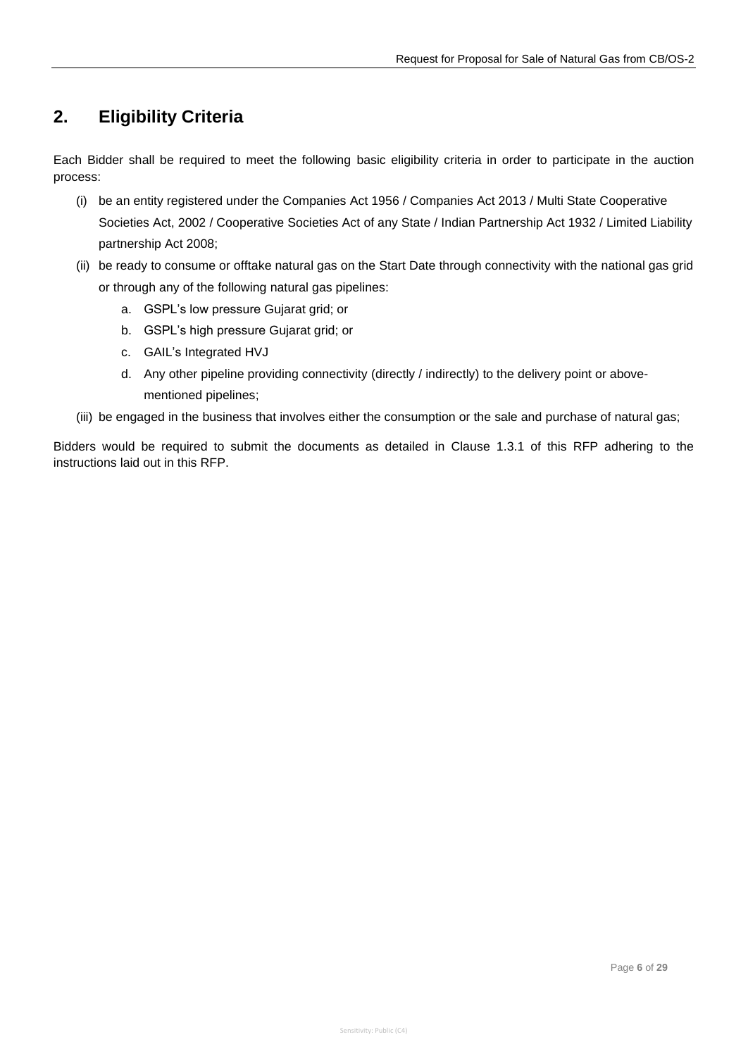## 2. Eligibility Criteria

Each Bidder shall be required to meet the following basic eligibility criteria in order to participate in the auction process:

(i) be an entity registered under the Companies Act 1956 / Companies Act 2013 / Multi State Cooperative Societies Act, 2002 / Cooperative Societies Act of any State / Indian Partnership Act 1932 / Limited Liability partnership Act 2008;

(ii) be ready to consume or offtake natural gas on the Start Date through connectivity with the national gas grid or through any of the following natural gas pipelines:

   a. GSPL's low pressure Gujarat grid; or
   b. GSPL's high pressure Gujarat grid; or
   c. GAIL's Integrated HVJ
   d. Any other pipeline providing connectivity (directly / indirectly) to the delivery point or above-mentioned pipelines;

(iii) be engaged in the business that involves either the consumption or the sale and purchase of natural gas;

Bidders would be required to submit the documents as detailed in Clause 1.3.1 of this RFP adhering to the instructions laid out in this RFP.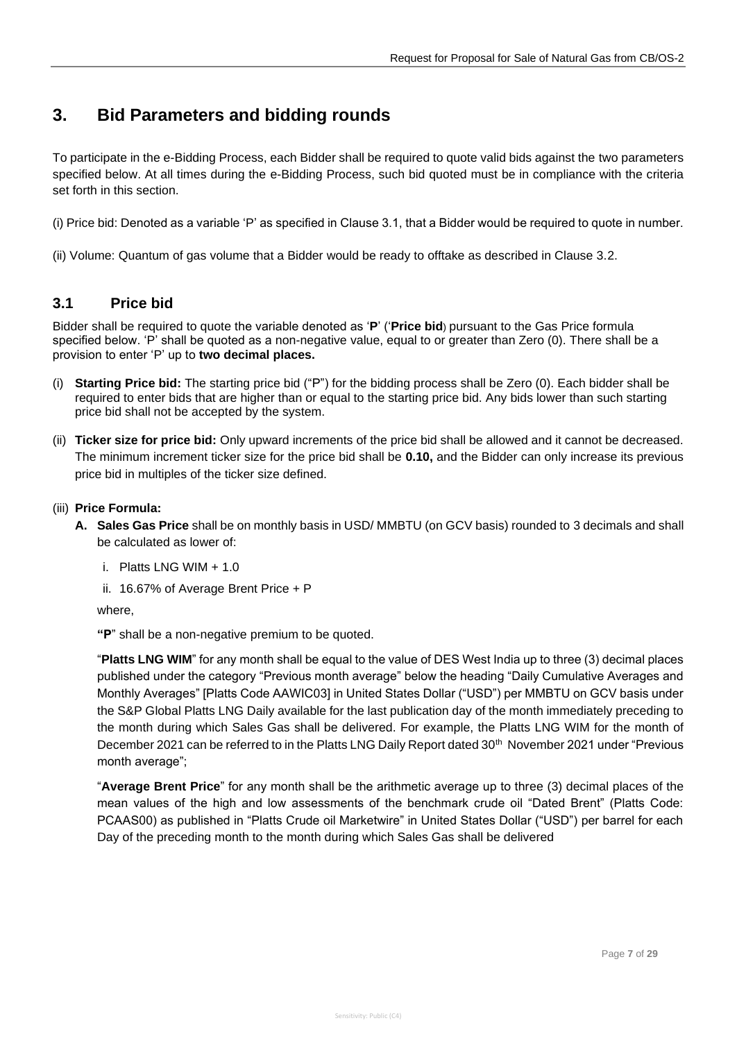# 3. Bid Parameters and bidding rounds

To participate in the e-Bidding Process, each Bidder shall be required to quote valid bids against the two parameters specified below. At all times during the e-Bidding Process, such bid quoted must be in compliance with the criteria set forth in this section.

(i) Price bid: Denoted as a variable 'P' as specified in Clause 3.1, that a Bidder would be required to quote in number.

(ii) Volume: Quantum of gas volume that a Bidder would be ready to offtake as described in Clause 3.2.

## 3.1 Price bid

Bidder shall be required to quote the variable denoted as '**P**' ('**Price bid**) pursuant to the Gas Price formula specified below. 'P' shall be quoted as a non-negative value, equal to or greater than Zero (0). There shall be a provision to enter 'P' up to **two decimal places.**

(i) **Starting Price bid:** The starting price bid ("P") for the bidding process shall be Zero (0). Each bidder shall be required to enter bids that are higher than or equal to the starting price bid. Any bids lower than such starting price bid shall not be accepted by the system.

(ii) **Ticker size for price bid:** Only upward increments of the price bid shall be allowed and it cannot be decreased. The minimum increment ticker size for the price bid shall be **0.10,** and the Bidder can only increase its previous price bid in multiples of the ticker size defined.

(iii) **Price Formula:**

**A. Sales Gas Price** shall be on monthly basis in USD/ MMBTU (on GCV basis) rounded to 3 decimals and shall be calculated as lower of:

i. Platts LNG WIM + 1.0

ii. 16.67% of Average Brent Price + P

where,

**"P"** shall be a non-negative premium to be quoted.

"**Platts LNG WIM**" for any month shall be equal to the value of DES West India up to three (3) decimal places published under the category "Previous month average" below the heading "Daily Cumulative Averages and Monthly Averages" [Platts Code AAWIC03] in United States Dollar ("USD") per MMBTU on GCV basis under the S&P Global Platts LNG Daily available for the last publication day of the month immediately preceding to the month during which Sales Gas shall be delivered. For example, the Platts LNG WIM for the month of December 2021 can be referred to in the Platts LNG Daily Report dated 30th November 2021 under "Previous month average";

"**Average Brent Price**" for any month shall be the arithmetic average up to three (3) decimal places of the mean values of the high and low assessments of the benchmark crude oil "Dated Brent" (Platts Code: PCAAS00) as published in "Platts Crude oil Marketwire" in United States Dollar ("USD") per barrel for each Day of the preceding month to the month during which Sales Gas shall be delivered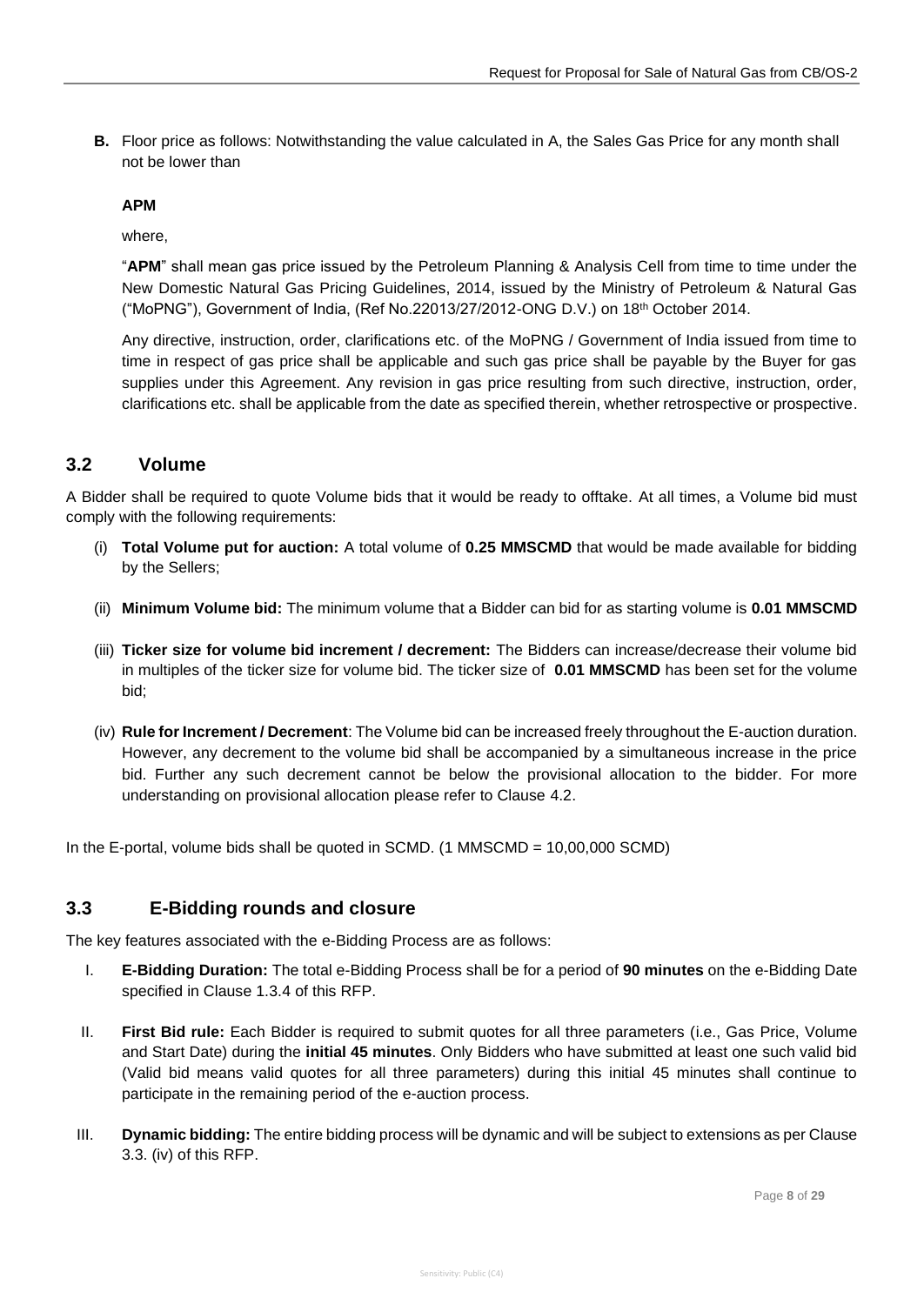**B.** Floor price as follows: Notwithstanding the value calculated in A, the Sales Gas Price for any month shall not be lower than

**APM**

where,

"**APM**" shall mean gas price issued by the Petroleum Planning & Analysis Cell from time to time under the New Domestic Natural Gas Pricing Guidelines, 2014, issued by the Ministry of Petroleum & Natural Gas ("MoPNG"), Government of India, (Ref No.22013/27/2012-ONG D.V.) on 18th October 2014.

Any directive, instruction, order, clarifications etc. of the MoPNG / Government of India issued from time to time in respect of gas price shall be applicable and such gas price shall be payable by the Buyer for gas supplies under this Agreement. Any revision in gas price resulting from such directive, instruction, order, clarifications etc. shall be applicable from the date as specified therein, whether retrospective or prospective.

## 3.2 Volume

A Bidder shall be required to quote Volume bids that it would be ready to offtake. At all times, a Volume bid must comply with the following requirements:

(i) **Total Volume put for auction:** A total volume of **0.25 MMSCMD** that would be made available for bidding by the Sellers;

(ii) **Minimum Volume bid:** The minimum volume that a Bidder can bid for as starting volume is **0.01 MMSCMD**

(iii) **Ticker size for volume bid increment / decrement:** The Bidders can increase/decrease their volume bid in multiples of the ticker size for volume bid. The ticker size of **0.01 MMSCMD** has been set for the volume bid;

(iv) **Rule for Increment / Decrement**: The Volume bid can be increased freely throughout the E-auction duration. However, any decrement to the volume bid shall be accompanied by a simultaneous increase in the price bid. Further any such decrement cannot be below the provisional allocation to the bidder. For more understanding on provisional allocation please refer to Clause 4.2.

In the E-portal, volume bids shall be quoted in SCMD. (1 MMSCMD = 10,00,000 SCMD)

## 3.3 E-Bidding rounds and closure

The key features associated with the e-Bidding Process are as follows:

I. **E-Bidding Duration:** The total e-Bidding Process shall be for a period of **90 minutes** on the e-Bidding Date specified in Clause 1.3.4 of this RFP.

II. **First Bid rule:** Each Bidder is required to submit quotes for all three parameters (i.e., Gas Price, Volume and Start Date) during the **initial 45 minutes**. Only Bidders who have submitted at least one such valid bid (Valid bid means valid quotes for all three parameters) during this initial 45 minutes shall continue to participate in the remaining period of the e-auction process.

III. **Dynamic bidding:** The entire bidding process will be dynamic and will be subject to extensions as per Clause 3.3. (iv) of this RFP.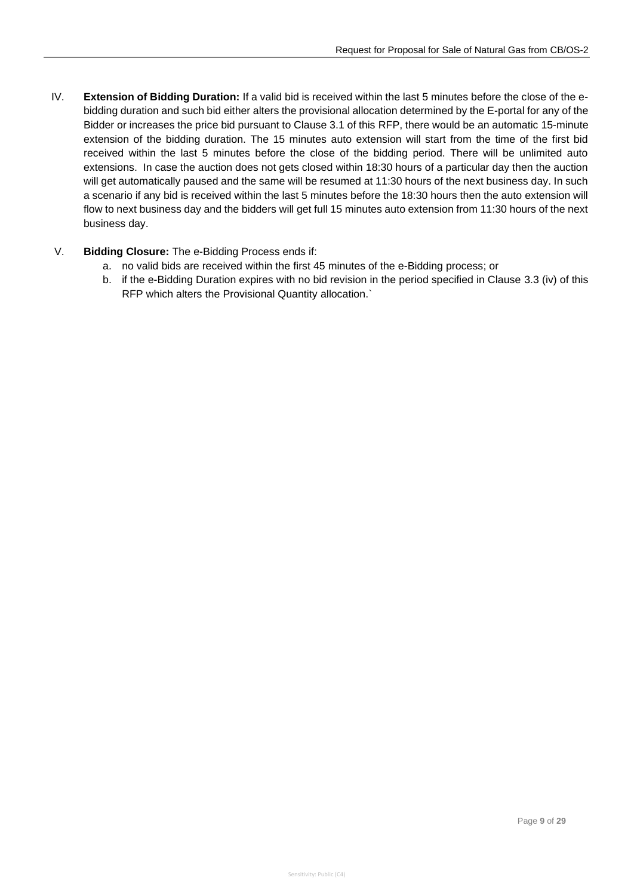IV. **Extension of Bidding Duration:** If a valid bid is received within the last 5 minutes before the close of the e-bidding duration and such bid either alters the provisional allocation determined by the E-portal for any of the Bidder or increases the price bid pursuant to Clause 3.1 of this RFP, there would be an automatic 15-minute extension of the bidding duration. The 15 minutes auto extension will start from the time of the first bid received within the last 5 minutes before the close of the bidding period. There will be unlimited auto extensions. In case the auction does not gets closed within 18:30 hours of a particular day then the auction will get automatically paused and the same will be resumed at 11:30 hours of the next business day. In such a scenario if any bid is received within the last 5 minutes before the 18:30 hours then the auto extension will flow to next business day and the bidders will get full 15 minutes auto extension from 11:30 hours of the next business day.

V. **Bidding Closure:** The e-Bidding Process ends if:

   a. no valid bids are received within the first 45 minutes of the e-Bidding process; or
   
   b. if the e-Bidding Duration expires with no bid revision in the period specified in Clause 3.3 (iv) of this RFP which alters the Provisional Quantity allocation.`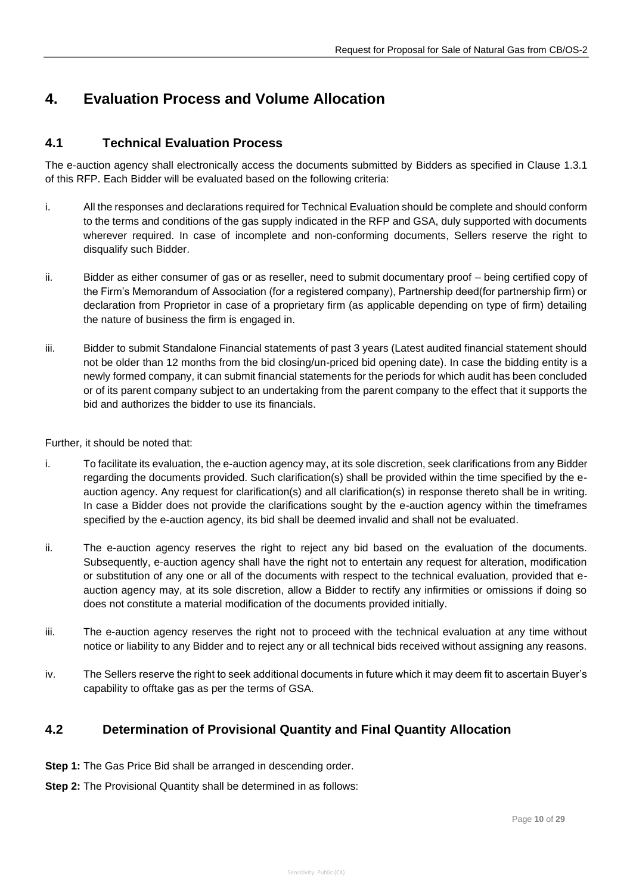# 4. Evaluation Process and Volume Allocation

## 4.1 Technical Evaluation Process

The e-auction agency shall electronically access the documents submitted by Bidders as specified in Clause 1.3.1 of this RFP. Each Bidder will be evaluated based on the following criteria:

i. All the responses and declarations required for Technical Evaluation should be complete and should conform to the terms and conditions of the gas supply indicated in the RFP and GSA, duly supported with documents wherever required. In case of incomplete and non-conforming documents, Sellers reserve the right to disqualify such Bidder.

ii. Bidder as either consumer of gas or as reseller, need to submit documentary proof – being certified copy of the Firm's Memorandum of Association (for a registered company), Partnership deed(for partnership firm) or declaration from Proprietor in case of a proprietary firm (as applicable depending on type of firm) detailing the nature of business the firm is engaged in.

iii. Bidder to submit Standalone Financial statements of past 3 years (Latest audited financial statement should not be older than 12 months from the bid closing/un-priced bid opening date). In case the bidding entity is a newly formed company, it can submit financial statements for the periods for which audit has been concluded or of its parent company subject to an undertaking from the parent company to the effect that it supports the bid and authorizes the bidder to use its financials.

Further, it should be noted that:

i. To facilitate its evaluation, the e-auction agency may, at its sole discretion, seek clarifications from any Bidder regarding the documents provided. Such clarification(s) shall be provided within the time specified by the e-auction agency. Any request for clarification(s) and all clarification(s) in response thereto shall be in writing. In case a Bidder does not provide the clarifications sought by the e-auction agency within the timeframes specified by the e-auction agency, its bid shall be deemed invalid and shall not be evaluated.

ii. The e-auction agency reserves the right to reject any bid based on the evaluation of the documents. Subsequently, e-auction agency shall have the right not to entertain any request for alteration, modification or substitution of any one or all of the documents with respect to the technical evaluation, provided that e-auction agency may, at its sole discretion, allow a Bidder to rectify any infirmities or omissions if doing so does not constitute a material modification of the documents provided initially.

iii. The e-auction agency reserves the right not to proceed with the technical evaluation at any time without notice or liability to any Bidder and to reject any or all technical bids received without assigning any reasons.

iv. The Sellers reserve the right to seek additional documents in future which it may deem fit to ascertain Buyer's capability to offtake gas as per the terms of GSA.

## 4.2 Determination of Provisional Quantity and Final Quantity Allocation

**Step 1:** The Gas Price Bid shall be arranged in descending order.

**Step 2:** The Provisional Quantity shall be determined in as follows: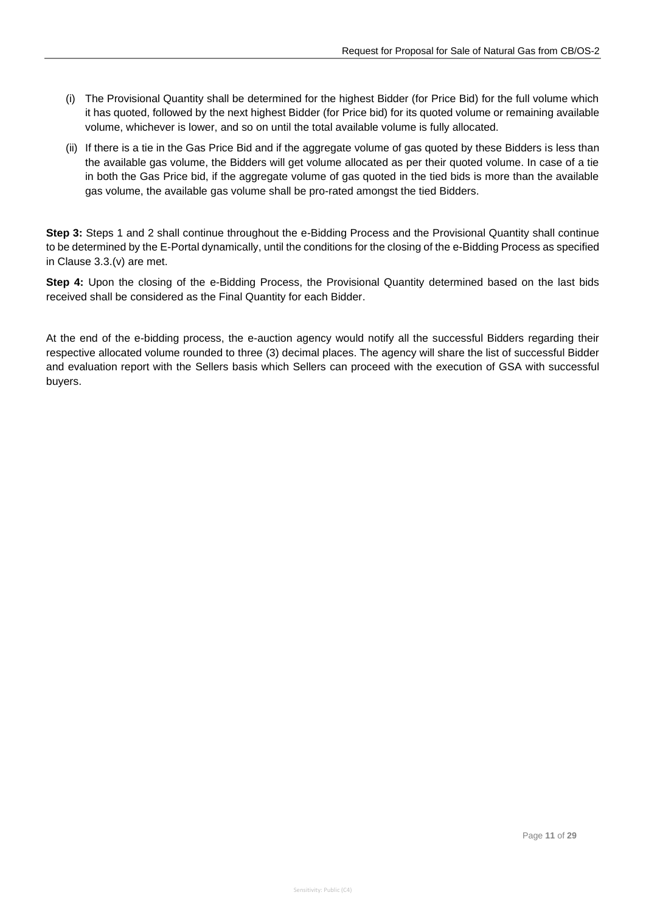(i) The Provisional Quantity shall be determined for the highest Bidder (for Price Bid) for the full volume which it has quoted, followed by the next highest Bidder (for Price bid) for its quoted volume or remaining available volume, whichever is lower, and so on until the total available volume is fully allocated.

(ii) If there is a tie in the Gas Price Bid and if the aggregate volume of gas quoted by these Bidders is less than the available gas volume, the Bidders will get volume allocated as per their quoted volume. In case of a tie in both the Gas Price bid, if the aggregate volume of gas quoted in the tied bids is more than the available gas volume, the available gas volume shall be pro-rated amongst the tied Bidders.

**Step 3:** Steps 1 and 2 shall continue throughout the e-Bidding Process and the Provisional Quantity shall continue to be determined by the E-Portal dynamically, until the conditions for the closing of the e-Bidding Process as specified in Clause 3.3.(v) are met.

**Step 4:** Upon the closing of the e-Bidding Process, the Provisional Quantity determined based on the last bids received shall be considered as the Final Quantity for each Bidder.

At the end of the e-bidding process, the e-auction agency would notify all the successful Bidders regarding their respective allocated volume rounded to three (3) decimal places. The agency will share the list of successful Bidder and evaluation report with the Sellers basis which Sellers can proceed with the execution of GSA with successful buyers.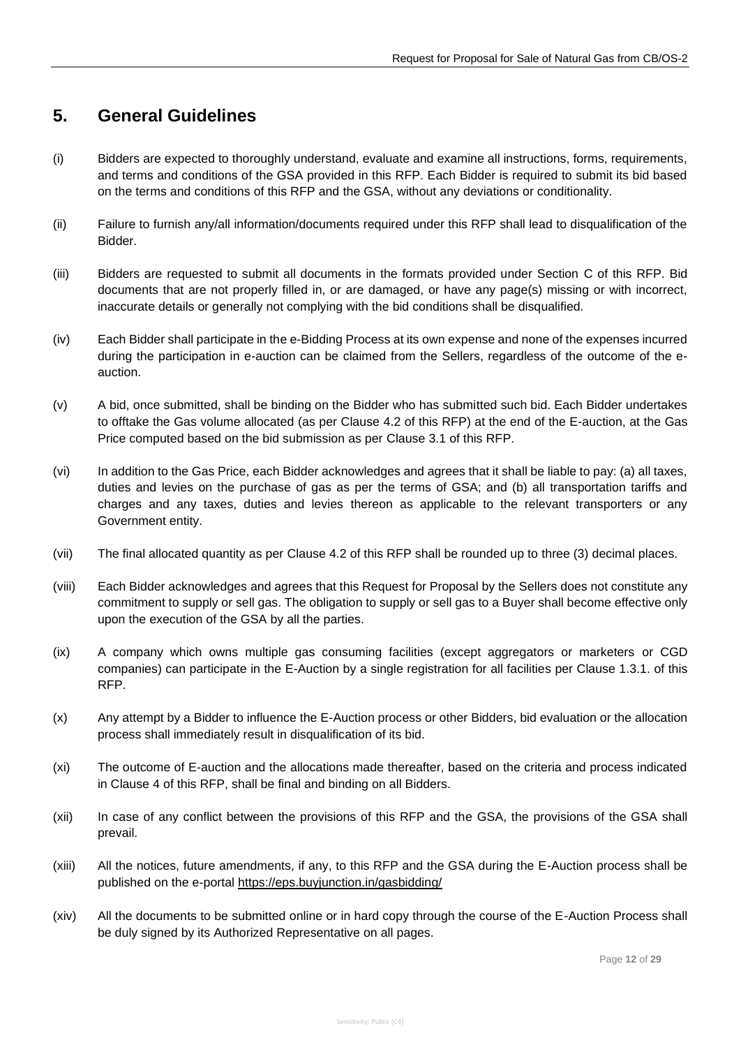## 5. General Guidelines

(i) Bidders are expected to thoroughly understand, evaluate and examine all instructions, forms, requirements, and terms and conditions of the GSA provided in this RFP. Each Bidder is required to submit its bid based on the terms and conditions of this RFP and the GSA, without any deviations or conditionality.

(ii) Failure to furnish any/all information/documents required under this RFP shall lead to disqualification of the Bidder.

(iii) Bidders are requested to submit all documents in the formats provided under Section C of this RFP. Bid documents that are not properly filled in, or are damaged, or have any page(s) missing or with incorrect, inaccurate details or generally not complying with the bid conditions shall be disqualified.

(iv) Each Bidder shall participate in the e-Bidding Process at its own expense and none of the expenses incurred during the participation in e-auction can be claimed from the Sellers, regardless of the outcome of the e-auction.

(v) A bid, once submitted, shall be binding on the Bidder who has submitted such bid. Each Bidder undertakes to offtake the Gas volume allocated (as per Clause 4.2 of this RFP) at the end of the E-auction, at the Gas Price computed based on the bid submission as per Clause 3.1 of this RFP.

(vi) In addition to the Gas Price, each Bidder acknowledges and agrees that it shall be liable to pay: (a) all taxes, duties and levies on the purchase of gas as per the terms of GSA; and (b) all transportation tariffs and charges and any taxes, duties and levies thereon as applicable to the relevant transporters or any Government entity.

(vii) The final allocated quantity as per Clause 4.2 of this RFP shall be rounded up to three (3) decimal places.

(viii) Each Bidder acknowledges and agrees that this Request for Proposal by the Sellers does not constitute any commitment to supply or sell gas. The obligation to supply or sell gas to a Buyer shall become effective only upon the execution of the GSA by all the parties.

(ix) A company which owns multiple gas consuming facilities (except aggregators or marketers or CGD companies) can participate in the E-Auction by a single registration for all facilities per Clause 1.3.1. of this RFP.

(x) Any attempt by a Bidder to influence the E-Auction process or other Bidders, bid evaluation or the allocation process shall immediately result in disqualification of its bid.

(xi) The outcome of E-auction and the allocations made thereafter, based on the criteria and process indicated in Clause 4 of this RFP, shall be final and binding on all Bidders.

(xii) In case of any conflict between the provisions of this RFP and the GSA, the provisions of the GSA shall prevail.

(xiii) All the notices, future amendments, if any, to this RFP and the GSA during the E-Auction process shall be published on the e-portal https://eps.buyjunction.in/gasbidding/

(xiv) All the documents to be submitted online or in hard copy through the course of the E-Auction Process shall be duly signed by its Authorized Representative on all pages.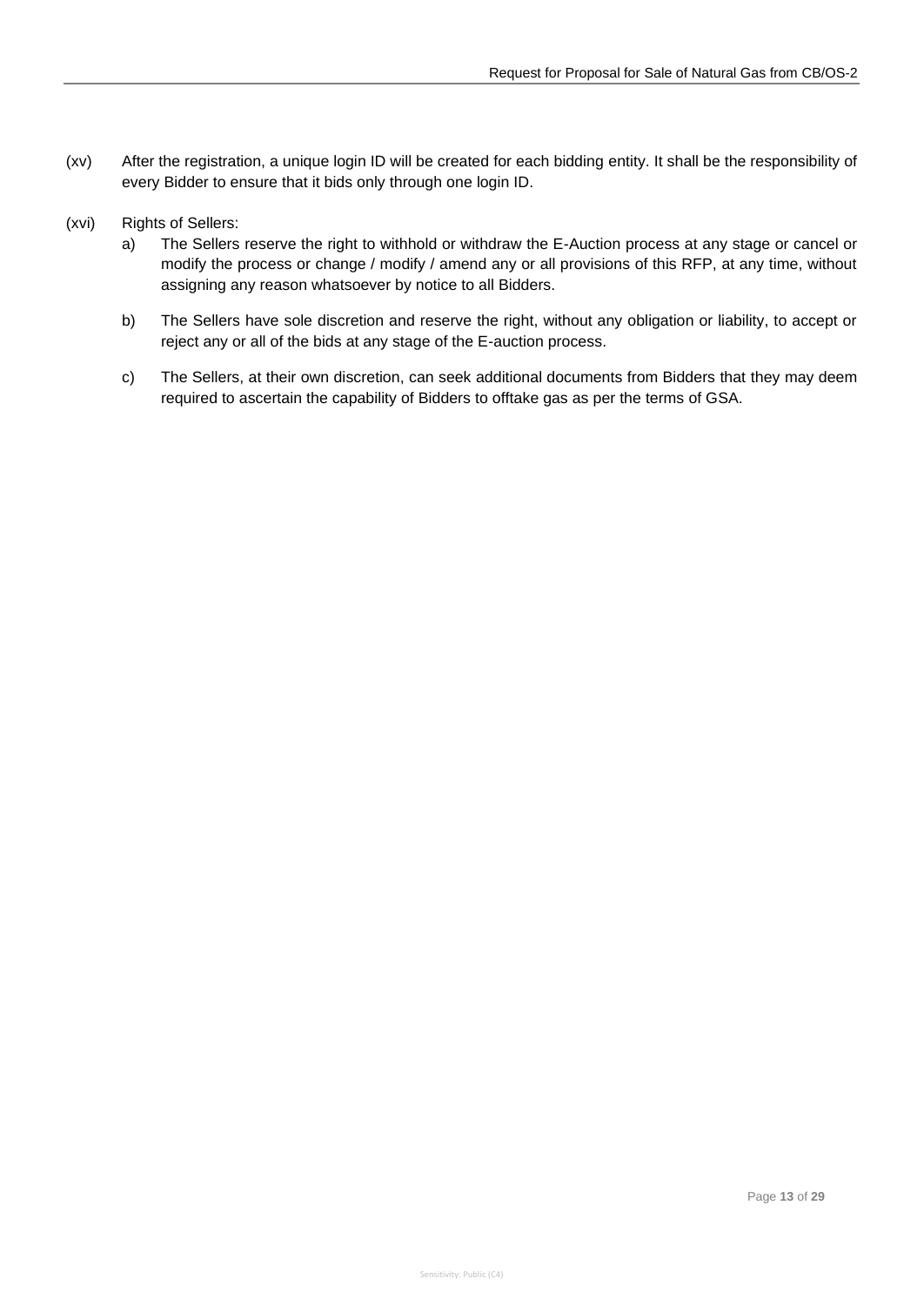(xv) After the registration, a unique login ID will be created for each bidding entity. It shall be the responsibility of every Bidder to ensure that it bids only through one login ID.

(xvi) Rights of Sellers:

a) The Sellers reserve the right to withhold or withdraw the E-Auction process at any stage or cancel or modify the process or change / modify / amend any or all provisions of this RFP, at any time, without assigning any reason whatsoever by notice to all Bidders.

b) The Sellers have sole discretion and reserve the right, without any obligation or liability, to accept or reject any or all of the bids at any stage of the E-auction process.

c) The Sellers, at their own discretion, can seek additional documents from Bidders that they may deem required to ascertain the capability of Bidders to offtake gas as per the terms of GSA.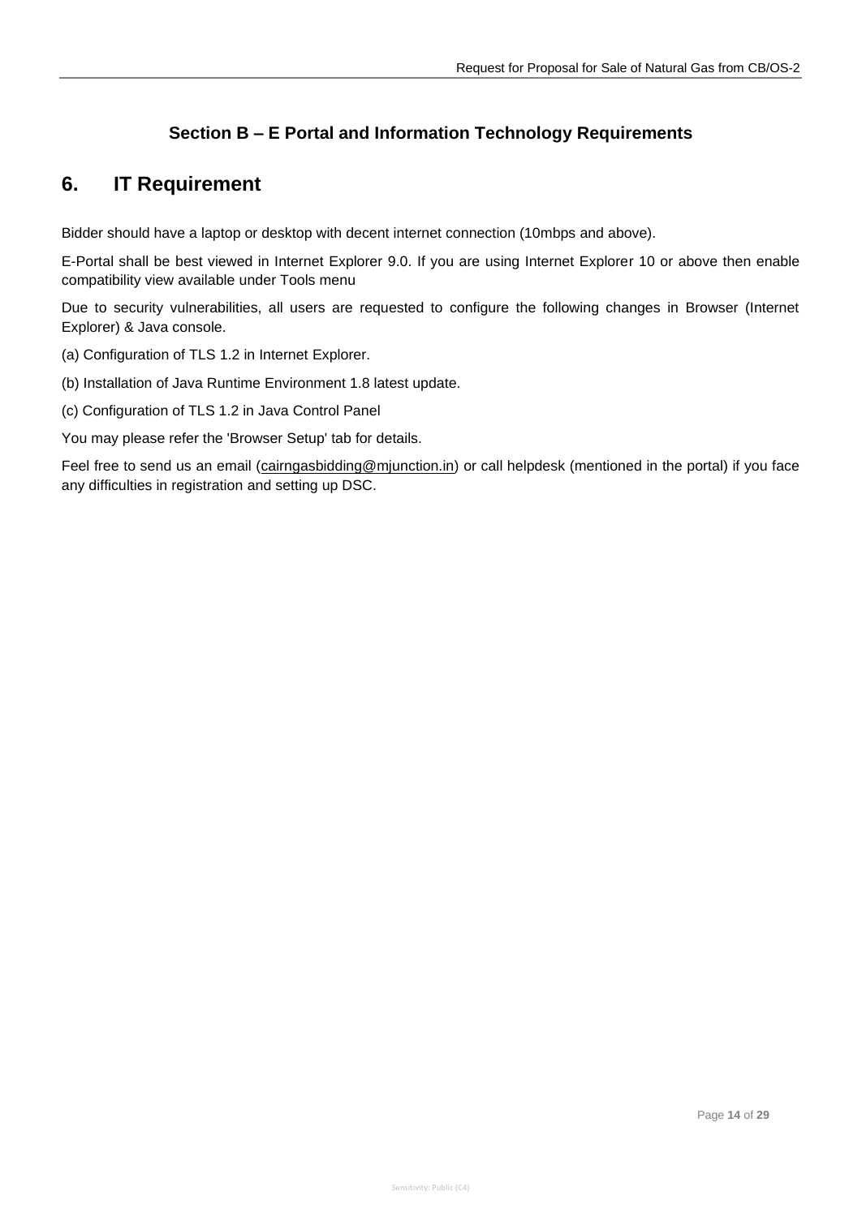## Section B – E Portal and Information Technology Requirements

## 6. IT Requirement

Bidder should have a laptop or desktop with decent internet connection (10mbps and above).

E-Portal shall be best viewed in Internet Explorer 9.0. If you are using Internet Explorer 10 or above then enable compatibility view available under Tools menu

Due to security vulnerabilities, all users are requested to configure the following changes in Browser (Internet Explorer) & Java console.

(a) Configuration of TLS 1.2 in Internet Explorer.

(b) Installation of Java Runtime Environment 1.8 latest update.

(c) Configuration of TLS 1.2 in Java Control Panel

You may please refer the 'Browser Setup' tab for details.

Feel free to send us an email (cairngasbidding@mjunction.in) or call helpdesk (mentioned in the portal) if you face any difficulties in registration and setting up DSC.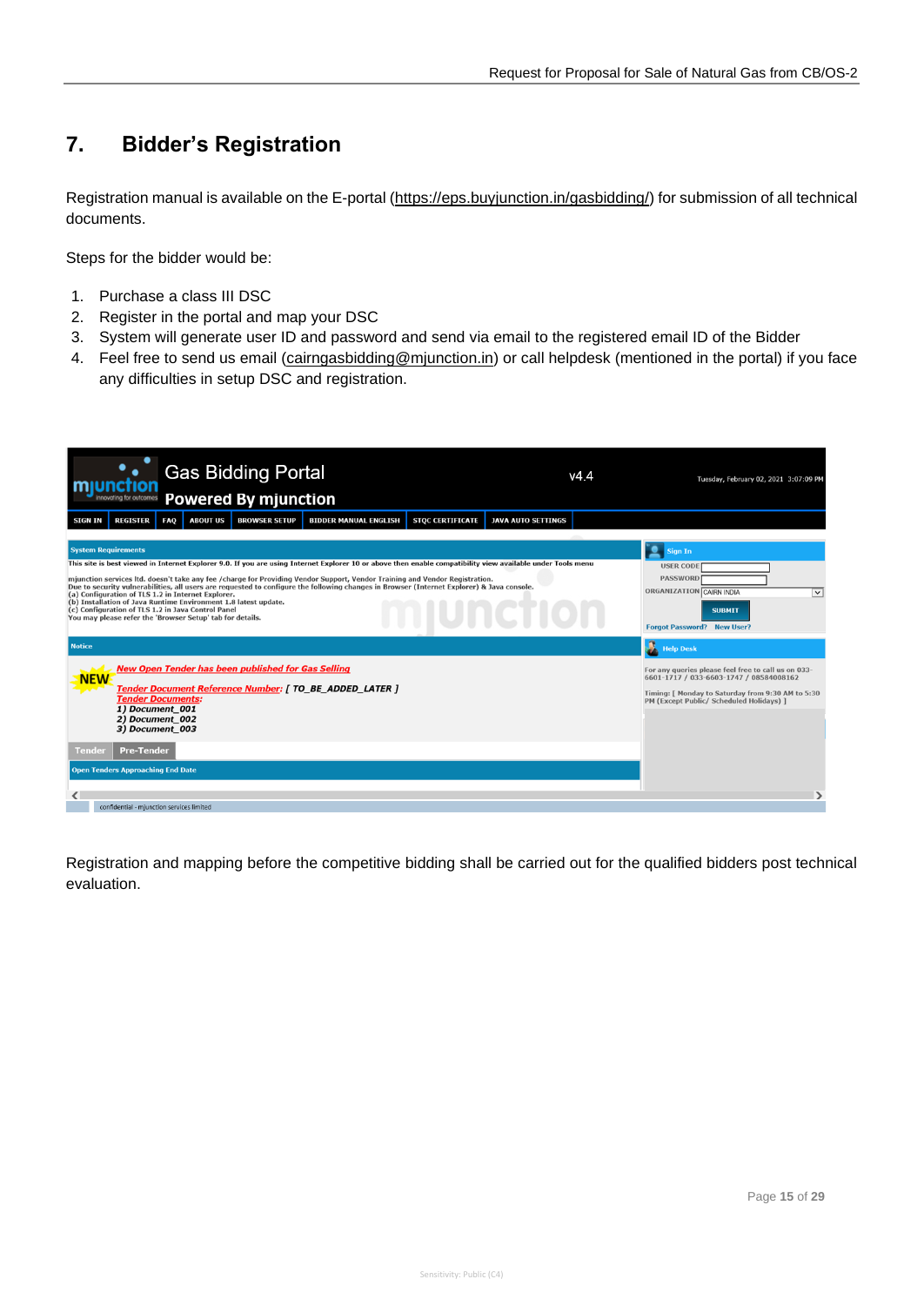## 7. Bidder's Registration

Registration manual is available on the E-portal (https://eps.buyjunction.in/gasbidding/) for submission of all technical documents.

Steps for the bidder would be:

1. Purchase a class III DSC
2. Register in the portal and map your DSC
3. System will generate user ID and password and send via email to the registered email ID of the Bidder
4. Feel free to send us email (cairngasbidding@mjunction.in) or call helpdesk (mentioned in the portal) if you face any difficulties in setup DSC and registration.

Registration and mapping before the competitive bidding shall be carried out for the qualified bidders post technical evaluation.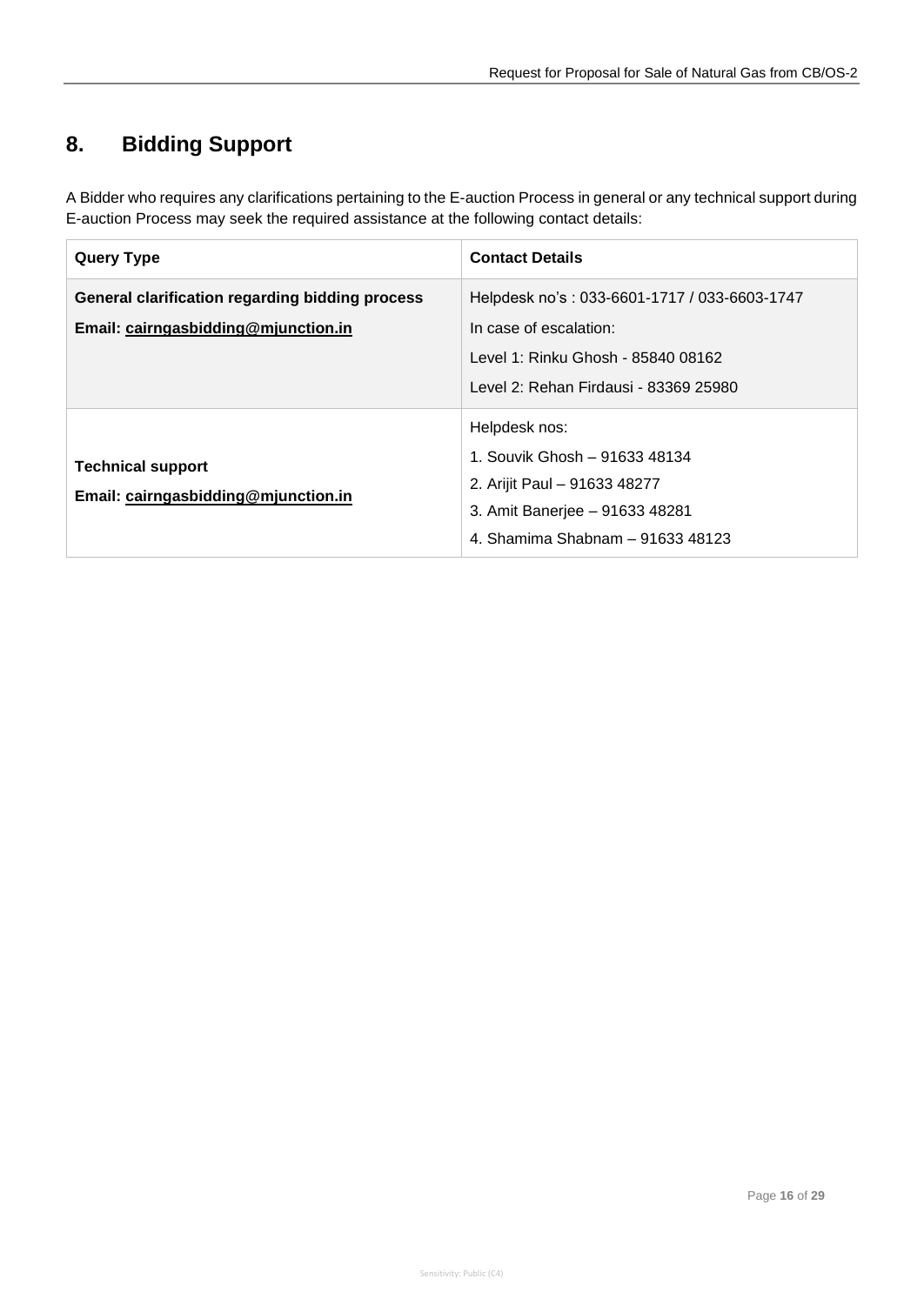## 8. Bidding Support

A Bidder who requires any clarifications pertaining to the E-auction Process in general or any technical support during E-auction Process may seek the required assistance at the following contact details:

| Query Type | Contact Details |
|---|---|
| **General clarification regarding bidding process**<br>**Email: cairngasbidding@mjunction.in** | Helpdesk no's : 033-6601-1717 / 033-6603-1747<br>In case of escalation:<br>Level 1: Rinku Ghosh - 85840 08162<br>Level 2: Rehan Firdausi - 83369 25980 |
| **Technical support**<br>**Email: cairngasbidding@mjunction.in** | Helpdesk nos:<br>1. Souvik Ghosh – 91633 48134<br>2. Arijit Paul – 91633 48277<br>3. Amit Banerjee – 91633 48281<br>4. Shamima Shabnam – 91633 48123 |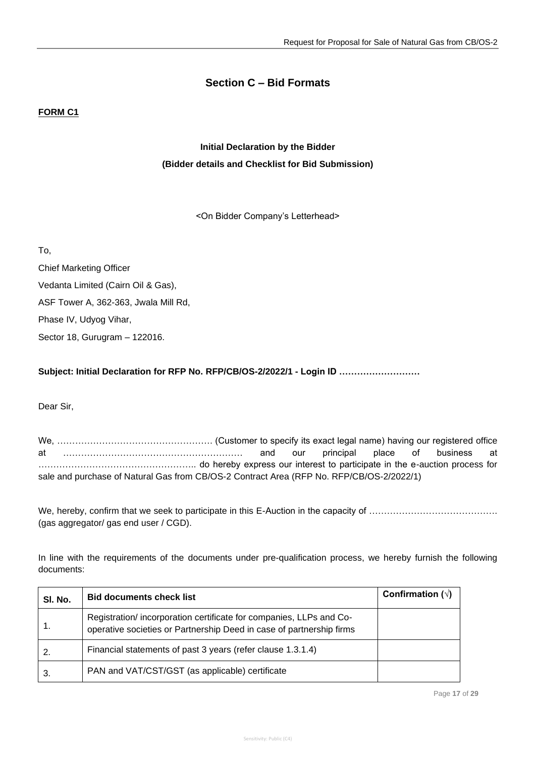## Section C – Bid Formats

**FORM C1**

**Initial Declaration by the Bidder**

**(Bidder details and Checklist for Bid Submission)**

<On Bidder Company's Letterhead>

To,

Chief Marketing Officer

Vedanta Limited (Cairn Oil & Gas),

ASF Tower A, 362-363, Jwala Mill Rd,

Phase IV, Udyog Vihar,

Sector 18, Gurugram – 122016.

**Subject: Initial Declaration for RFP No. RFP/CB/OS-2/2022/1 - Login ID ………………………**

Dear Sir,

We, …………………………………………… (Customer to specify its exact legal name) having our registered office at …………………………………………………… and our principal place of business at …………………………………………….. do hereby express our interest to participate in the e-auction process for sale and purchase of Natural Gas from CB/OS-2 Contract Area (RFP No. RFP/CB/OS-2/2022/1)

We, hereby, confirm that we seek to participate in this E-Auction in the capacity of …………………………………… (gas aggregator/ gas end user / CGD).

In line with the requirements of the documents under pre-qualification process, we hereby furnish the following documents:

| Sl. No. | Bid documents check list | Confirmation (√) |
|---|---|---|
| 1. | Registration/ incorporation certificate for companies, LLPs and Co-operative societies or Partnership Deed in case of partnership firms | |
| 2. | Financial statements of past 3 years (refer clause 1.3.1.4) | |
| 3. | PAN and VAT/CST/GST (as applicable) certificate | |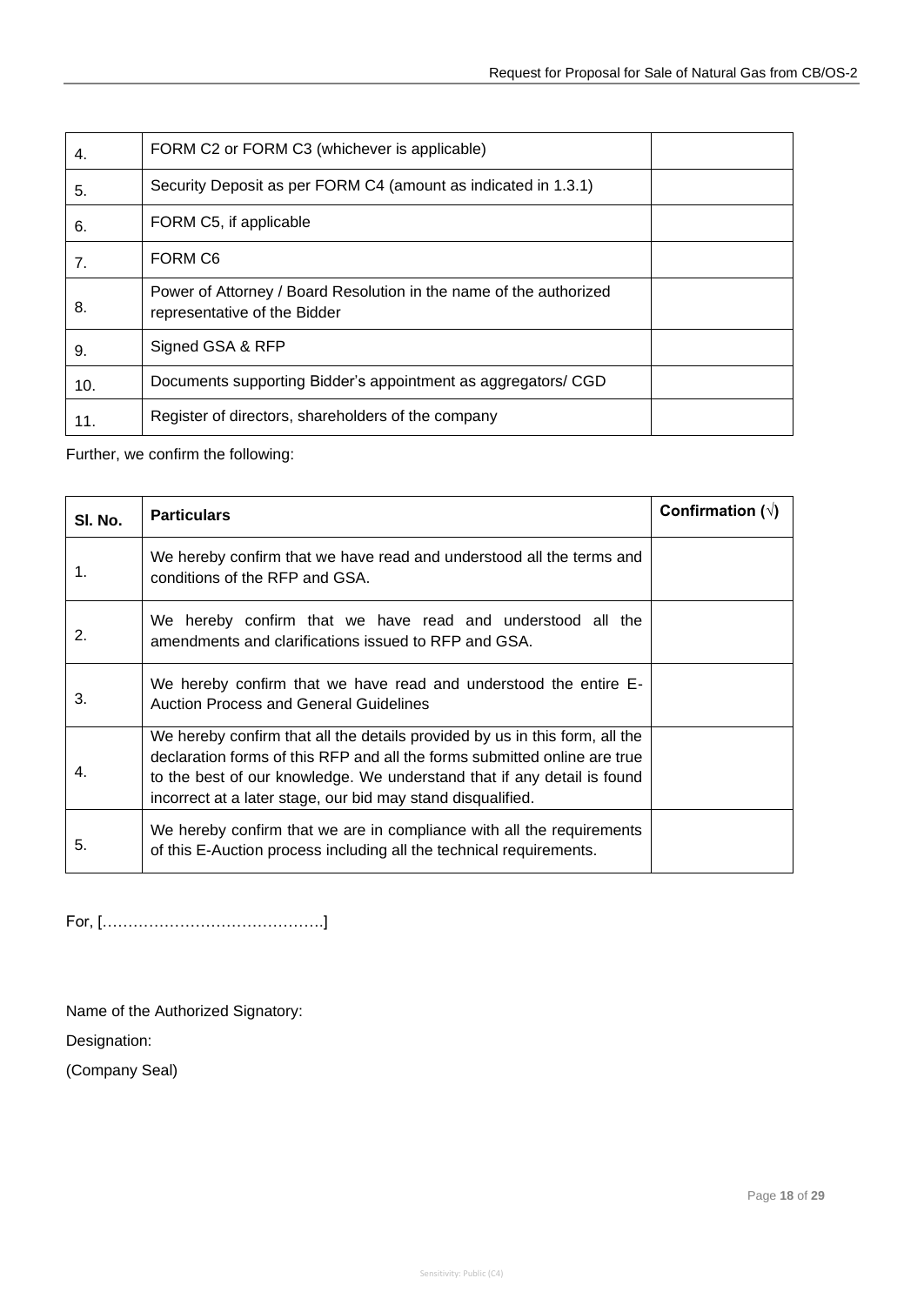| 4. | FORM C2 or FORM C3 (whichever is applicable) | |
|---|---|---|
| 5. | Security Deposit as per FORM C4 (amount as indicated in 1.3.1) | |
| 6. | FORM C5, if applicable | |
| 7. | FORM C6 | |
| 8. | Power of Attorney / Board Resolution in the name of the authorized representative of the Bidder | |
| 9. | Signed GSA & RFP | |
| 10. | Documents supporting Bidder's appointment as aggregators/ CGD | |
| 11. | Register of directors, shareholders of the company | |

Further, we confirm the following:

| Sl. No. | Particulars | Confirmation (√) |
|---|---|---|
| 1. | We hereby confirm that we have read and understood all the terms and conditions of the RFP and GSA. | |
| 2. | We hereby confirm that we have read and understood all the amendments and clarifications issued to RFP and GSA. | |
| 3. | We hereby confirm that we have read and understood the entire E-Auction Process and General Guidelines | |
| 4. | We hereby confirm that all the details provided by us in this form, all the declaration forms of this RFP and all the forms submitted online are true to the best of our knowledge. We understand that if any detail is found incorrect at a later stage, our bid may stand disqualified. | |
| 5. | We hereby confirm that we are in compliance with all the requirements of this E-Auction process including all the technical requirements. | |

For, […………………………………….]

Name of the Authorized Signatory:

Designation:

(Company Seal)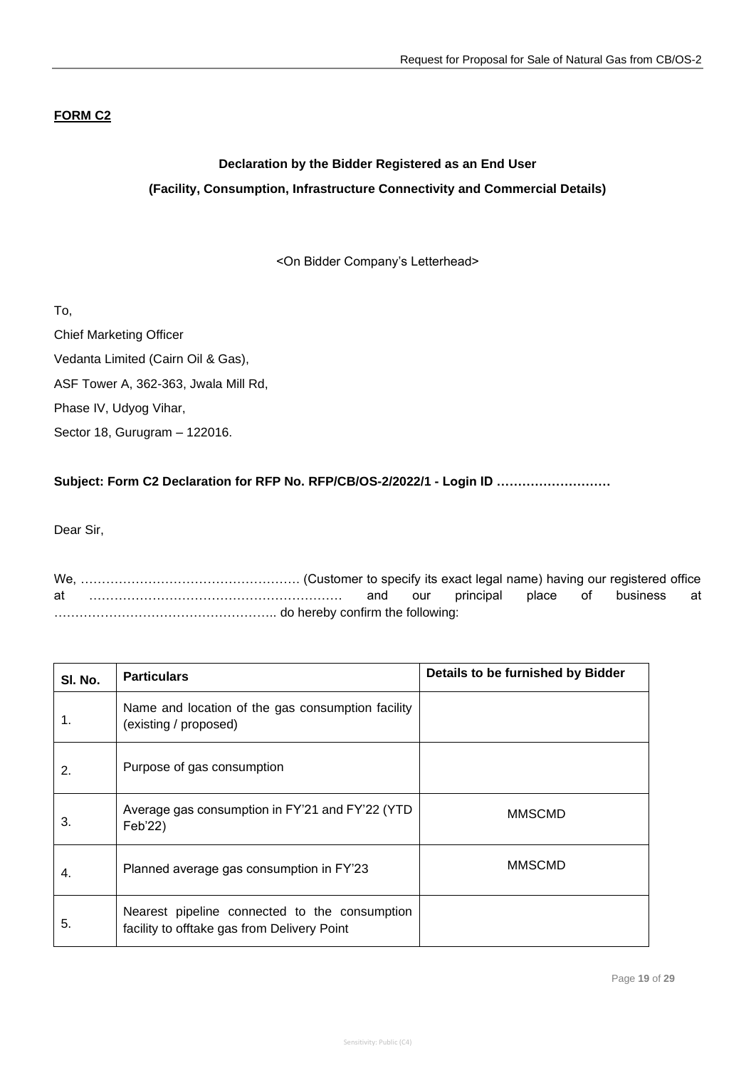**FORM C2**

**Declaration by the Bidder Registered as an End User**

**(Facility, Consumption, Infrastructure Connectivity and Commercial Details)**

<On Bidder Company's Letterhead>

To,

Chief Marketing Officer

Vedanta Limited (Cairn Oil & Gas),

ASF Tower A, 362-363, Jwala Mill Rd,

Phase IV, Udyog Vihar,

Sector 18, Gurugram – 122016.

**Subject: Form C2 Declaration for RFP No. RFP/CB/OS-2/2022/1 - Login ID ………………………**

Dear Sir,

We, …………………………………………… (Customer to specify its exact legal name) having our registered office at …………………………………………………… and our principal place of business at …………………………………………….. do hereby confirm the following:

| Sl. No. | Particulars | Details to be furnished by Bidder |
|---|---|---|
| 1. | Name and location of the gas consumption facility (existing / proposed) | |
| 2. | Purpose of gas consumption | |
| 3. | Average gas consumption in FY'21 and FY'22 (YTD Feb'22) | MMSCMD |
| 4. | Planned average gas consumption in FY'23 | MMSCMD |
| 5. | Nearest pipeline connected to the consumption facility to offtake gas from Delivery Point | |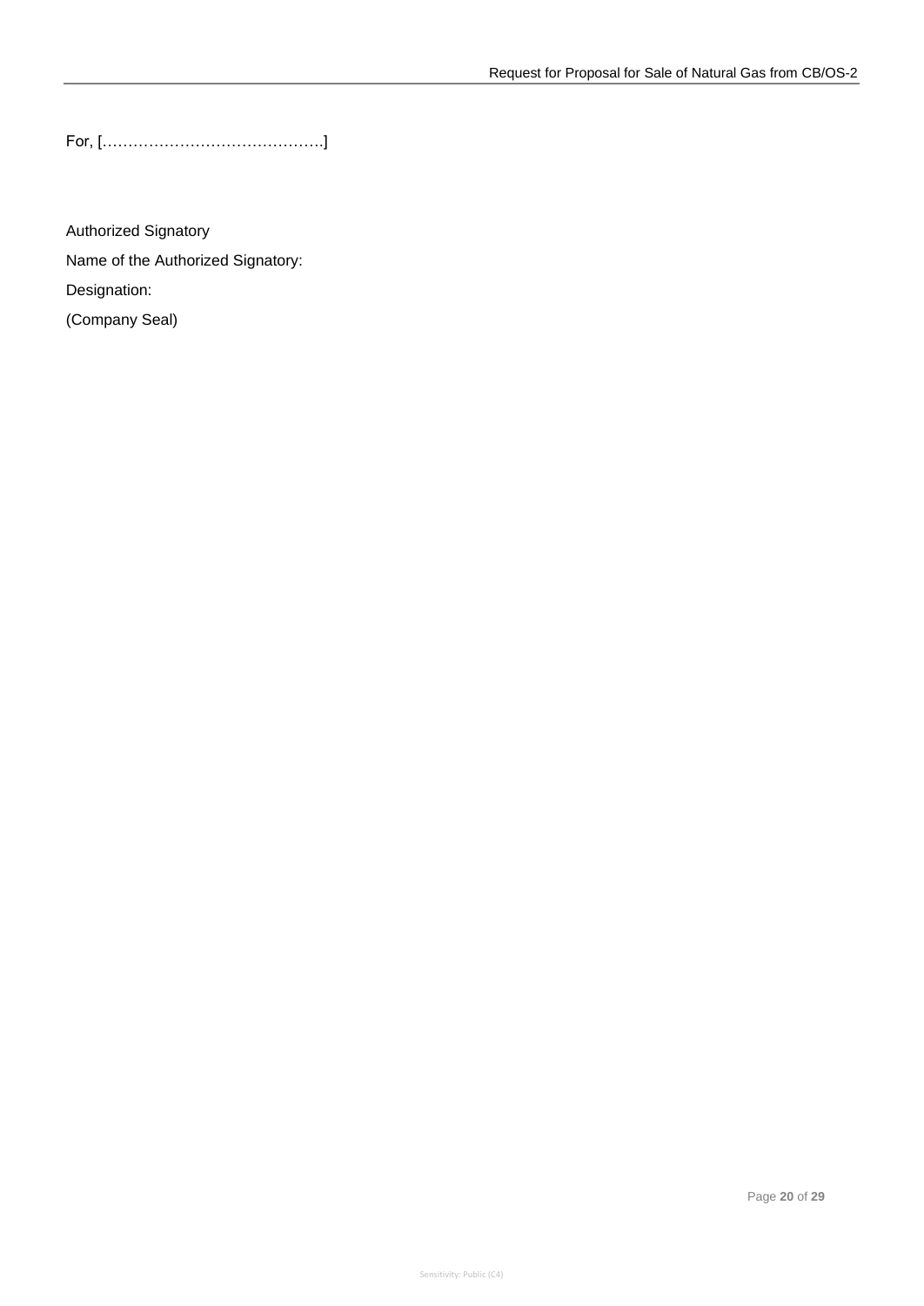For, [……………………………………]

Authorized Signatory

Name of the Authorized Signatory:

Designation:

(Company Seal)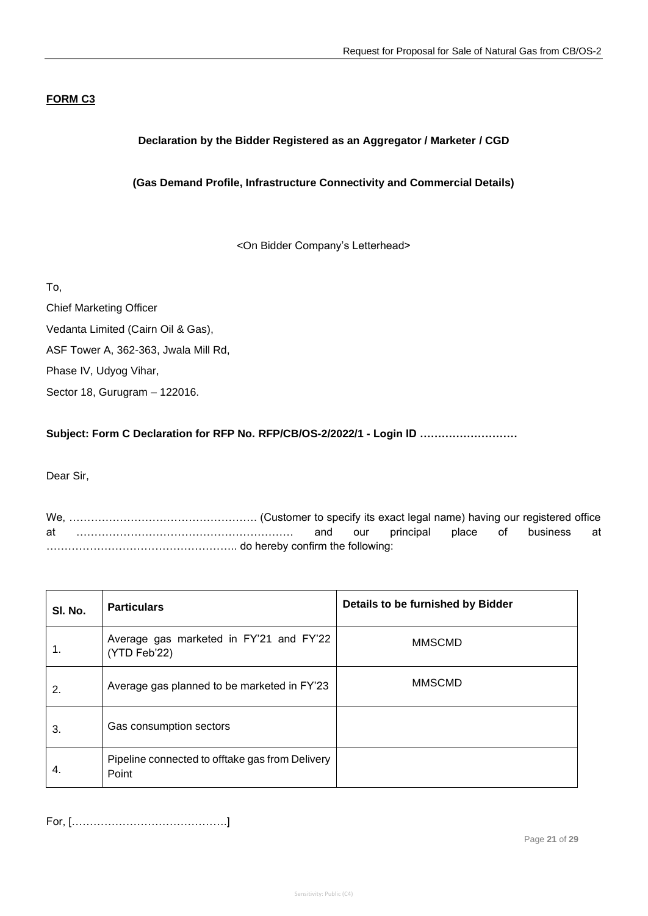**FORM C3**

**Declaration by the Bidder Registered as an Aggregator / Marketer / CGD**

**(Gas Demand Profile, Infrastructure Connectivity and Commercial Details)**

<On Bidder Company's Letterhead>

To,

Chief Marketing Officer

Vedanta Limited (Cairn Oil & Gas),

ASF Tower A, 362-363, Jwala Mill Rd,

Phase IV, Udyog Vihar,

Sector 18, Gurugram – 122016.

**Subject: Form C Declaration for RFP No. RFP/CB/OS-2/2022/1 - Login ID ………………………**

Dear Sir,

We, …………………………………………… (Customer to specify its exact legal name) having our registered office at …………………………………………………… and our principal place of business at …………………………………………….. do hereby confirm the following:

| Sl. No. | Particulars | Details to be furnished by Bidder |
|---|---|---|
| 1. | Average gas marketed in FY'21 and FY'22 (YTD Feb'22) | MMSCMD |
| 2. | Average gas planned to be marketed in FY'23 | MMSCMD |
| 3. | Gas consumption sectors | |
| 4. | Pipeline connected to offtake gas from Delivery Point | |

For, [……………………………………]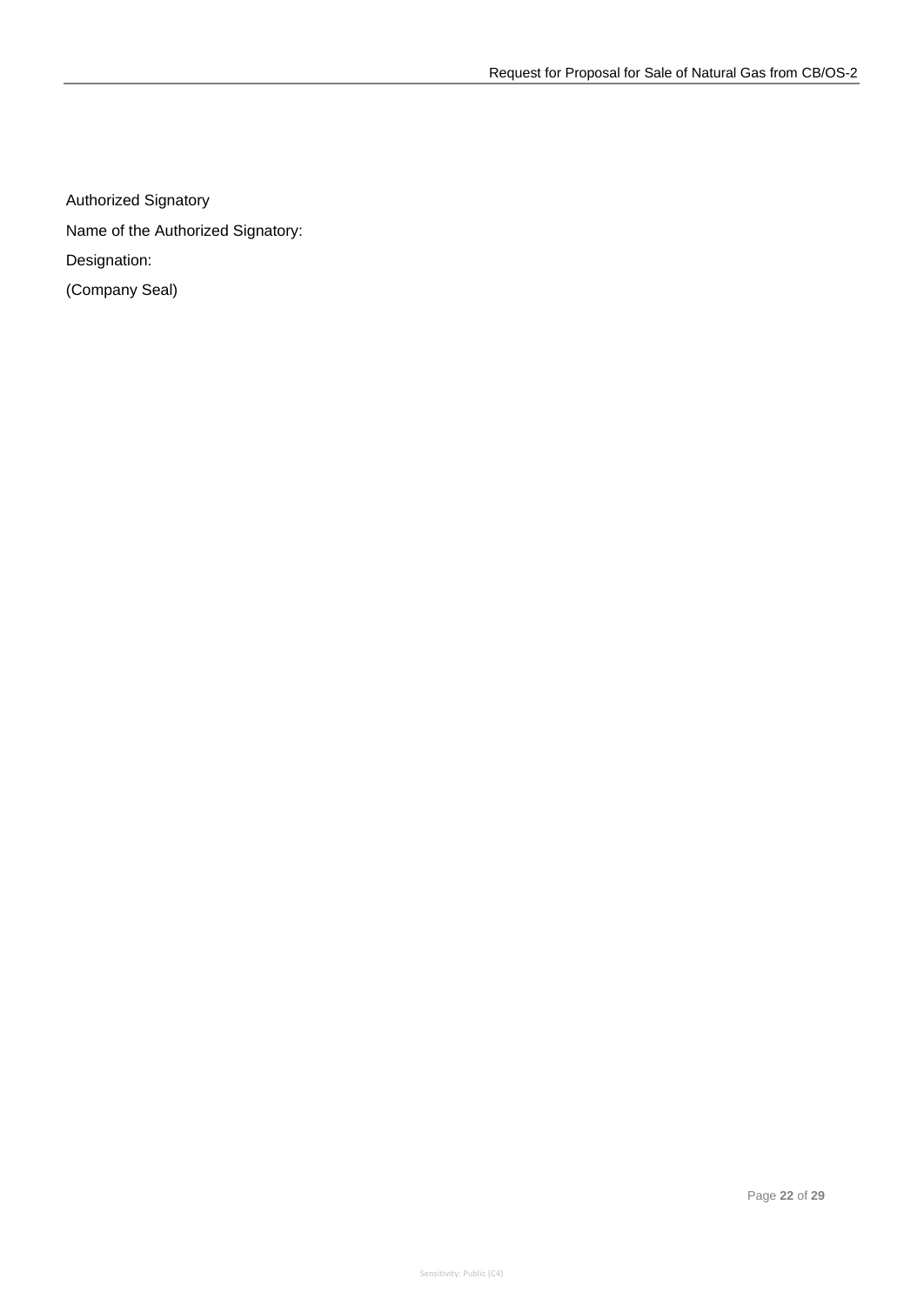Authorized Signatory

Name of the Authorized Signatory:

Designation:

(Company Seal)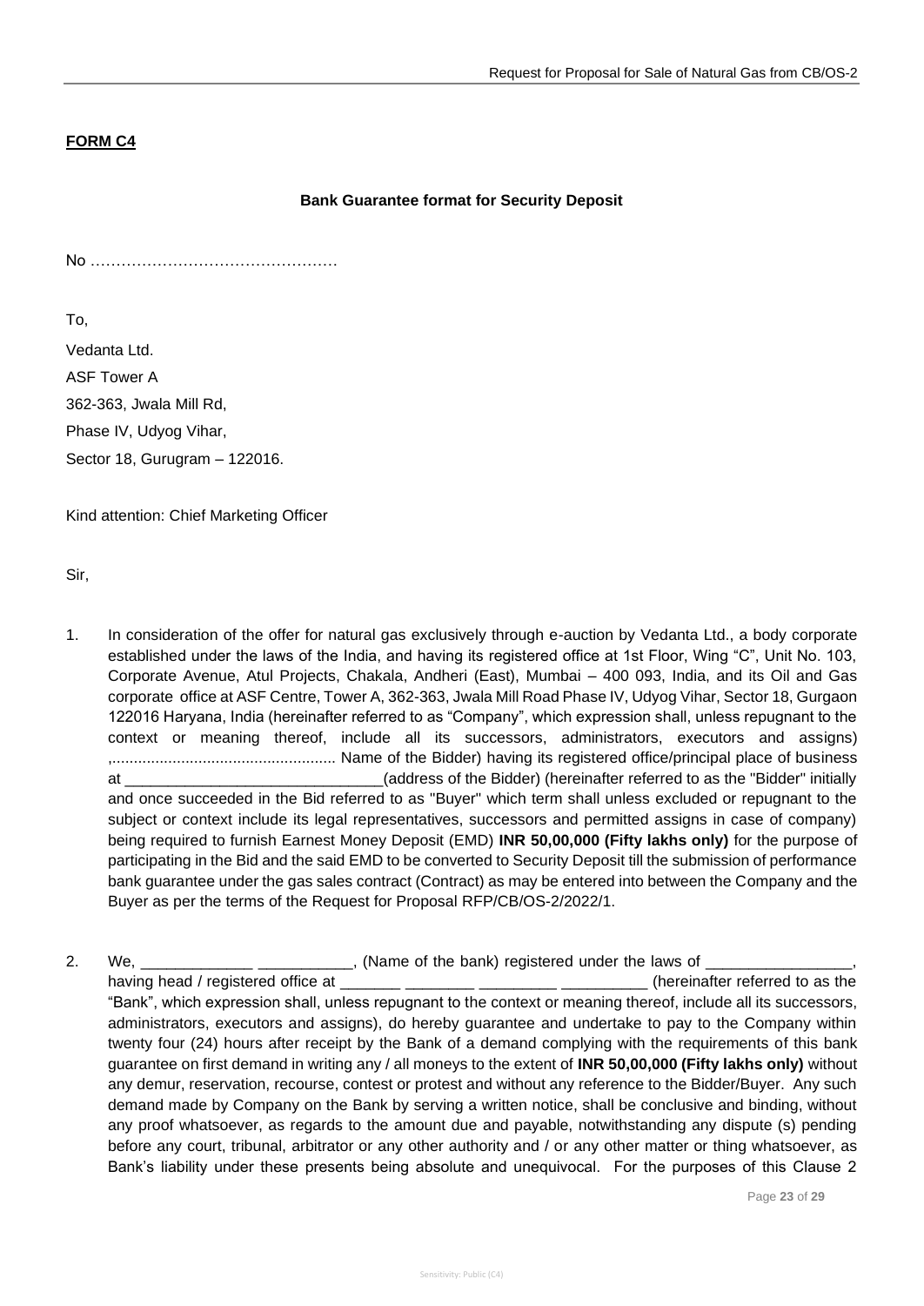**FORM C4**

**Bank Guarantee format for Security Deposit**

No …………………………………………

To,

Vedanta Ltd.

ASF Tower A

362-363, Jwala Mill Rd,

Phase IV, Udyog Vihar,

Sector 18, Gurugram – 122016.

Kind attention: Chief Marketing Officer

Sir,

1. In consideration of the offer for natural gas exclusively through e-auction by Vedanta Ltd., a body corporate established under the laws of the India, and having its registered office at 1st Floor, Wing "C", Unit No. 103, Corporate Avenue, Atul Projects, Chakala, Andheri (East), Mumbai – 400 093, India, and its Oil and Gas corporate office at ASF Centre, Tower A, 362-363, Jwala Mill Road Phase IV, Udyog Vihar, Sector 18, Gurgaon 122016 Haryana, India (hereinafter referred to as "Company", which expression shall, unless repugnant to the context or meaning thereof, include all its successors, administrators, executors and assigns) ,.................................................. Name of the Bidder) having its registered office/principal place of business at _______________________________(address of the Bidder) (hereinafter referred to as the "Bidder" initially and once succeeded in the Bid referred to as "Buyer" which term shall unless excluded or repugnant to the subject or context include its legal representatives, successors and permitted assigns in case of company) being required to furnish Earnest Money Deposit (EMD) **INR 50,00,000 (Fifty lakhs only)** for the purpose of participating in the Bid and the said EMD to be converted to Security Deposit till the submission of performance bank guarantee under the gas sales contract (Contract) as may be entered into between the Company and the Buyer as per the terms of the Request for Proposal RFP/CB/OS-2/2022/1.

2. We, _____________ ___________, (Name of the bank) registered under the laws of _________________, having head / registered office at _______ ________ _________ __________ (hereinafter referred to as the "Bank", which expression shall, unless repugnant to the context or meaning thereof, include all its successors, administrators, executors and assigns), do hereby guarantee and undertake to pay to the Company within twenty four (24) hours after receipt by the Bank of a demand complying with the requirements of this bank guarantee on first demand in writing any / all moneys to the extent of **INR 50,00,000 (Fifty lakhs only)** without any demur, reservation, recourse, contest or protest and without any reference to the Bidder/Buyer. Any such demand made by Company on the Bank by serving a written notice, shall be conclusive and binding, without any proof whatsoever, as regards to the amount due and payable, notwithstanding any dispute (s) pending before any court, tribunal, arbitrator or any other authority and / or any other matter or thing whatsoever, as Bank's liability under these presents being absolute and unequivocal. For the purposes of this Clause 2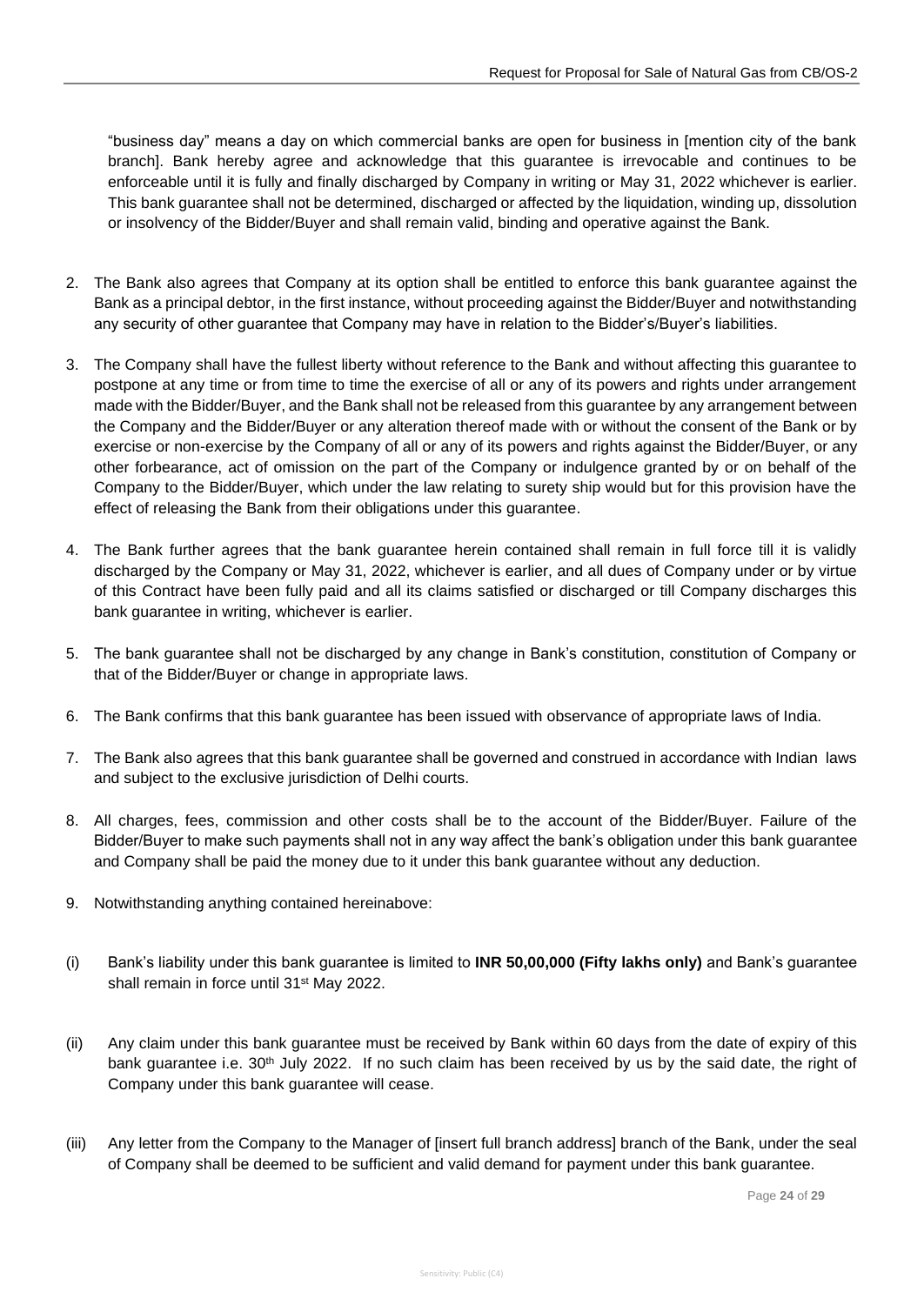"business day" means a day on which commercial banks are open for business in [mention city of the bank branch]. Bank hereby agree and acknowledge that this guarantee is irrevocable and continues to be enforceable until it is fully and finally discharged by Company in writing or May 31, 2022 whichever is earlier. This bank guarantee shall not be determined, discharged or affected by the liquidation, winding up, dissolution or insolvency of the Bidder/Buyer and shall remain valid, binding and operative against the Bank.

2. The Bank also agrees that Company at its option shall be entitled to enforce this bank guarantee against the Bank as a principal debtor, in the first instance, without proceeding against the Bidder/Buyer and notwithstanding any security of other guarantee that Company may have in relation to the Bidder's/Buyer's liabilities.

3. The Company shall have the fullest liberty without reference to the Bank and without affecting this guarantee to postpone at any time or from time to time the exercise of all or any of its powers and rights under arrangement made with the Bidder/Buyer, and the Bank shall not be released from this guarantee by any arrangement between the Company and the Bidder/Buyer or any alteration thereof made with or without the consent of the Bank or by exercise or non-exercise by the Company of all or any of its powers and rights against the Bidder/Buyer, or any other forbearance, act of omission on the part of the Company or indulgence granted by or on behalf of the Company to the Bidder/Buyer, which under the law relating to surety ship would but for this provision have the effect of releasing the Bank from their obligations under this guarantee.

4. The Bank further agrees that the bank guarantee herein contained shall remain in full force till it is validly discharged by the Company or May 31, 2022, whichever is earlier, and all dues of Company under or by virtue of this Contract have been fully paid and all its claims satisfied or discharged or till Company discharges this bank guarantee in writing, whichever is earlier.

5. The bank guarantee shall not be discharged by any change in Bank's constitution, constitution of Company or that of the Bidder/Buyer or change in appropriate laws.

6. The Bank confirms that this bank guarantee has been issued with observance of appropriate laws of India.

7. The Bank also agrees that this bank guarantee shall be governed and construed in accordance with Indian laws and subject to the exclusive jurisdiction of Delhi courts.

8. All charges, fees, commission and other costs shall be to the account of the Bidder/Buyer. Failure of the Bidder/Buyer to make such payments shall not in any way affect the bank's obligation under this bank guarantee and Company shall be paid the money due to it under this bank guarantee without any deduction.

9. Notwithstanding anything contained hereinabove:

(i) Bank's liability under this bank guarantee is limited to **INR 50,00,000 (Fifty lakhs only)** and Bank's guarantee shall remain in force until 31st May 2022.

(ii) Any claim under this bank guarantee must be received by Bank within 60 days from the date of expiry of this bank guarantee i.e. 30th July 2022. If no such claim has been received by us by the said date, the right of Company under this bank guarantee will cease.

(iii) Any letter from the Company to the Manager of [insert full branch address] branch of the Bank, under the seal of Company shall be deemed to be sufficient and valid demand for payment under this bank guarantee.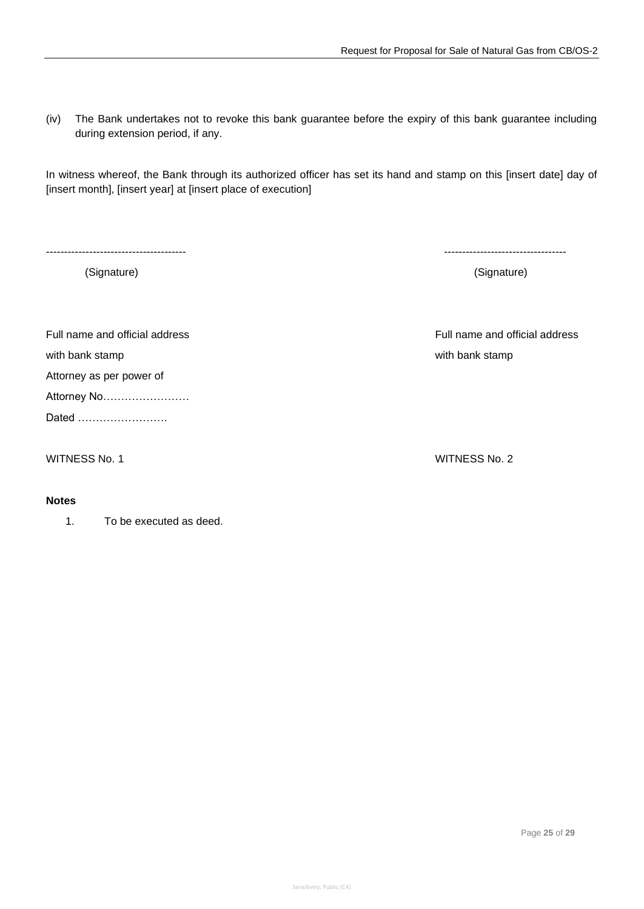(iv) The Bank undertakes not to revoke this bank guarantee before the expiry of this bank guarantee including during extension period, if any.

In witness whereof, the Bank through its authorized officer has set its hand and stamp on this [insert date] day of [insert month], [insert year] at [insert place of execution]

| --------------------------------------- | ---------------------------------- |
|---|---|
| (Signature) | (Signature) |
| Full name and official address<br>with bank stamp<br>Attorney as per power of<br>Attorney No……………………<br>Dated ……………………. | Full name and official address<br>with bank stamp |
| WITNESS No. 1 | WITNESS No. 2 |

**Notes**

1. To be executed as deed.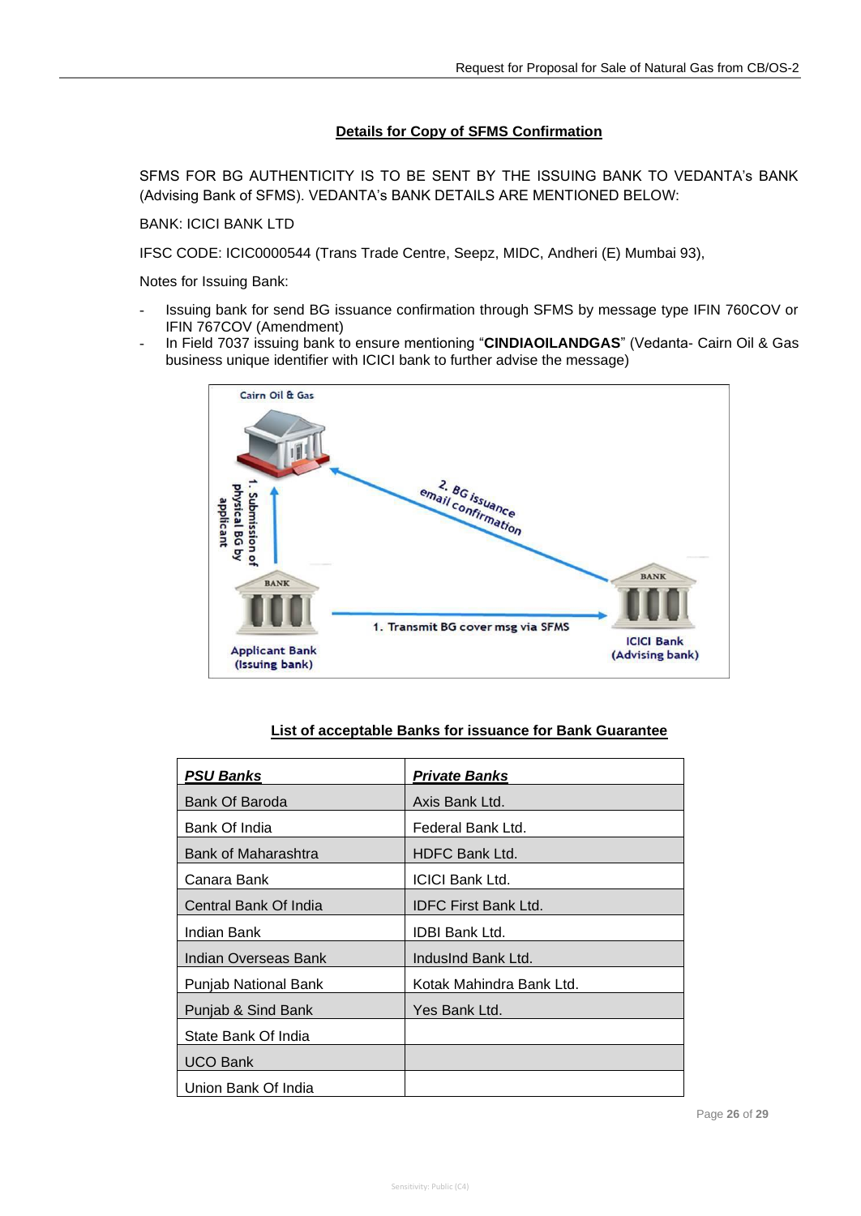## Details for Copy of SFMS Confirmation

SFMS FOR BG AUTHENTICITY IS TO BE SENT BY THE ISSUING BANK TO VEDANTA's BANK (Advising Bank of SFMS). VEDANTA's BANK DETAILS ARE MENTIONED BELOW:

BANK: ICICI BANK LTD

IFSC CODE: ICIC0000544 (Trans Trade Centre, Seepz, MIDC, Andheri (E) Mumbai 93),

Notes for Issuing Bank:

- Issuing bank for send BG issuance confirmation through SFMS by message type IFIN 760COV or IFIN 767COV (Amendment)
- In Field 7037 issuing bank to ensure mentioning "**CINDIAOILANDGAS**" (Vedanta- Cairn Oil & Gas business unique identifier with ICICI bank to further advise the message)

Cairn Oil & Gas

1. Submission of physical BG by applicant

2. BG issuance email confirmation

1. Transmit BG cover msg via SFMS

Applicant Bank (Issuing bank)

ICICI Bank (Advising bank)

## List of acceptable Banks for issuance for Bank Guarantee

| ***PSU Banks*** | ***Private Banks*** |
|---|---|
| Bank Of Baroda | Axis Bank Ltd. |
| Bank Of India | Federal Bank Ltd. |
| Bank of Maharashtra | HDFC Bank Ltd. |
| Canara Bank | ICICI Bank Ltd. |
| Central Bank Of India | IDFC First Bank Ltd. |
| Indian Bank | IDBI Bank Ltd. |
| Indian Overseas Bank | IndusInd Bank Ltd. |
| Punjab National Bank | Kotak Mahindra Bank Ltd. |
| Punjab & Sind Bank | Yes Bank Ltd. |
| State Bank Of India | |
| UCO Bank | |
| Union Bank Of India | |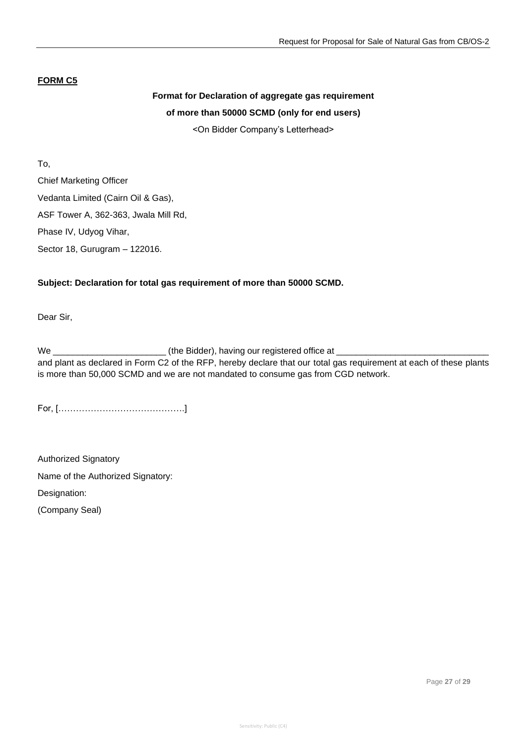**FORM C5**

**Format for Declaration of aggregate gas requirement**

**of more than 50000 SCMD (only for end users)**

<On Bidder Company's Letterhead>

To,

Chief Marketing Officer

Vedanta Limited (Cairn Oil & Gas),

ASF Tower A, 362-363, Jwala Mill Rd,

Phase IV, Udyog Vihar,

Sector 18, Gurugram – 122016.

**Subject: Declaration for total gas requirement of more than 50000 SCMD.**

Dear Sir,

We _______________________ (the Bidder), having our registered office at _______________________________ and plant as declared in Form C2 of the RFP, hereby declare that our total gas requirement at each of these plants is more than 50,000 SCMD and we are not mandated to consume gas from CGD network.

For, […………………………………….]

Authorized Signatory

Name of the Authorized Signatory:

Designation:

(Company Seal)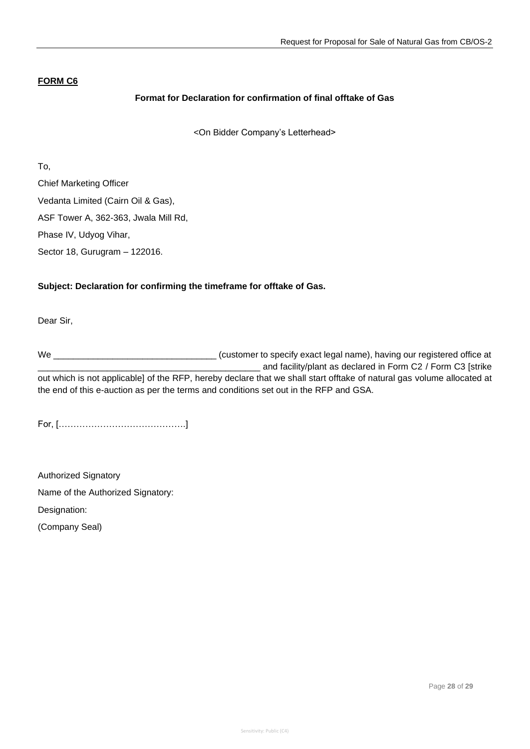**FORM C6**

**Format for Declaration for confirmation of final offtake of Gas**

<On Bidder Company's Letterhead>

To,

Chief Marketing Officer

Vedanta Limited (Cairn Oil & Gas),

ASF Tower A, 362-363, Jwala Mill Rd,

Phase IV, Udyog Vihar,

Sector 18, Gurugram – 122016.

**Subject: Declaration for confirming the timeframe for offtake of Gas.**

Dear Sir,

We ________________________________ (customer to specify exact legal name), having our registered office at _____________________________________________ and facility/plant as declared in Form C2 / Form C3 [strike out which is not applicable] of the RFP, hereby declare that we shall start offtake of natural gas volume allocated at the end of this e-auction as per the terms and conditions set out in the RFP and GSA.

For, […………………………………….]

Authorized Signatory

Name of the Authorized Signatory:

Designation:

(Company Seal)